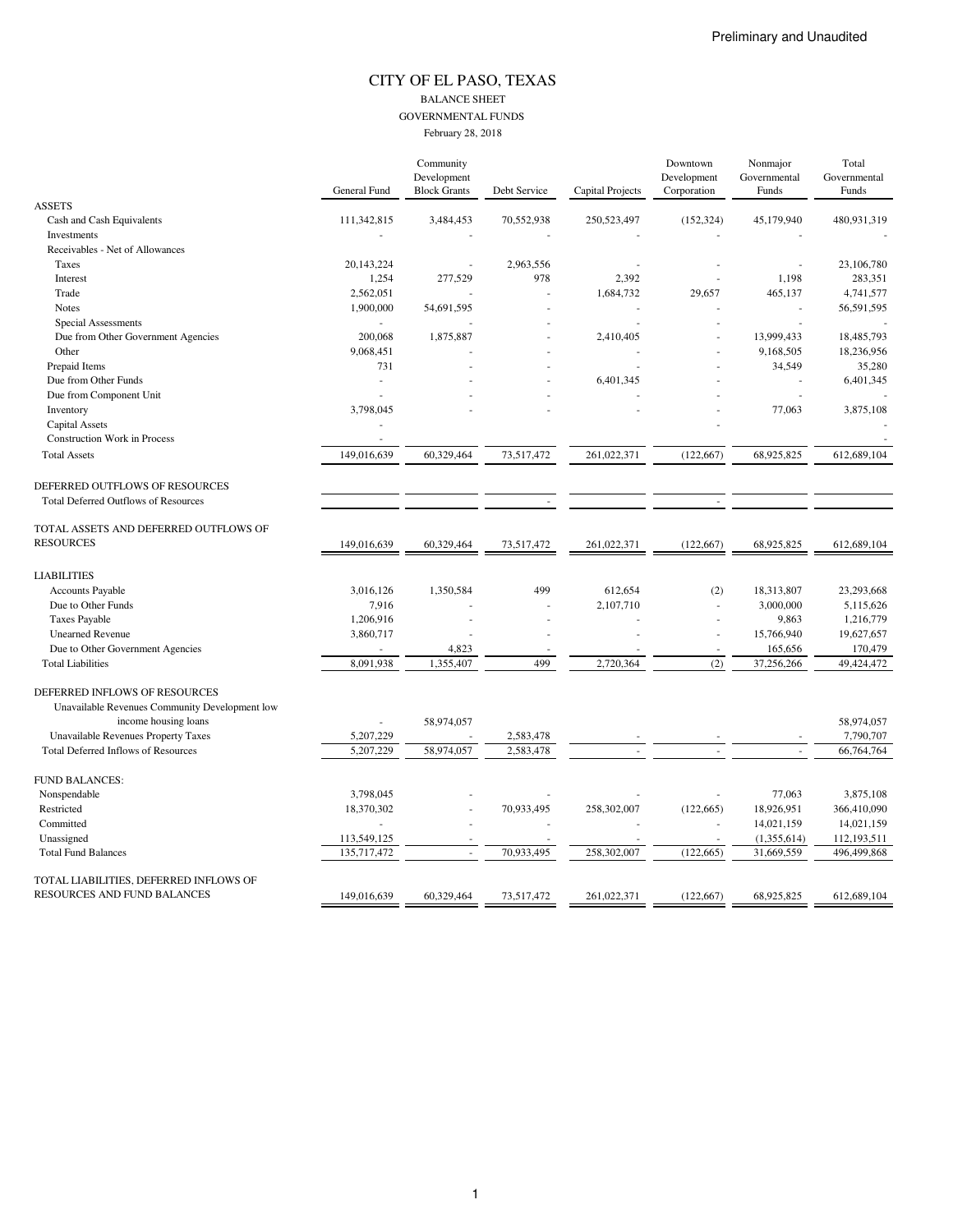Preliminary and Unaudited

# CITY OF EL PASO, TEXAS

## BALANCE SHEET

## GOVERNMENTAL FUNDS

February 28, 2018

| | General Fund | Community Development Block Grants | Debt Service | Capital Projects | Downtown Development Corporation | Nonmajor Governmental Funds | Total Governmental Funds |
|---|---|---|---|---|---|---|---|
| **ASSETS** | | | | | | | |
| Cash and Cash Equivalents | 111,342,815 | 3,484,453 | 70,552,938 | 250,523,497 | (152,324) | 45,179,940 | 480,931,319 |
| Investments | - | - | - | - | - | - | - |
| Receivables - Net of Allowances | | | | | | | |
| Taxes | 20,143,224 | - | 2,963,556 | - | - | - | 23,106,780 |
| Interest | 1,254 | 277,529 | 978 | 2,392 | - | 1,198 | 283,351 |
| Trade | 2,562,051 | - | - | 1,684,732 | 29,657 | 465,137 | 4,741,577 |
| Notes | 1,900,000 | 54,691,595 | - | - | - | - | 56,591,595 |
| Special Assessments | - | - | - | - | - | - | - |
| Due from Other Government Agencies | 200,068 | 1,875,887 | - | 2,410,405 | - | 13,999,433 | 18,485,793 |
| Other | 9,068,451 | - | - | - | - | 9,168,505 | 18,236,956 |
| Prepaid Items | 731 | - | - | - | - | 34,549 | 35,280 |
| Due from Other Funds | - | - | - | 6,401,345 | - | - | 6,401,345 |
| Due from Component Unit | - | - | - | - | - | - | - |
| Inventory | 3,798,045 | - | - | - | - | 77,063 | 3,875,108 |
| Capital Assets | - | | | | - | | - |
| Construction Work in Process | - | | | | | | - |
| Total Assets | 149,016,639 | 60,329,464 | 73,517,472 | 261,022,371 | (122,667) | 68,925,825 | 612,689,104 |
| **DEFERRED OUTFLOWS OF RESOURCES** | | | | | | | |
| Total Deferred Outflows of Resources | | | - | | - | | |
| **TOTAL ASSETS AND DEFERRED OUTFLOWS OF RESOURCES** | 149,016,639 | 60,329,464 | 73,517,472 | 261,022,371 | (122,667) | 68,925,825 | 612,689,104 |
| **LIABILITIES** | | | | | | | |
| Accounts Payable | 3,016,126 | 1,350,584 | 499 | 612,654 | (2) | 18,313,807 | 23,293,668 |
| Due to Other Funds | 7,916 | - | - | 2,107,710 | - | 3,000,000 | 5,115,626 |
| Taxes Payable | 1,206,916 | - | - | - | - | 9,863 | 1,216,779 |
| Unearned Revenue | 3,860,717 | - | - | - | - | 15,766,940 | 19,627,657 |
| Due to Other Government Agencies | - | 4,823 | - | - | - | 165,656 | 170,479 |
| Total Liabilities | 8,091,938 | 1,355,407 | 499 | 2,720,364 | (2) | 37,256,266 | 49,424,472 |
| **DEFERRED INFLOWS OF RESOURCES** | | | | | | | |
| Unavailable Revenues Community Development low income housing loans | - | 58,974,057 | | | | | 58,974,057 |
| Unavailable Revenues Property Taxes | 5,207,229 | - | 2,583,478 | - | - | - | 7,790,707 |
| Total Deferred Inflows of Resources | 5,207,229 | 58,974,057 | 2,583,478 | - | - | - | 66,764,764 |
| **FUND BALANCES:** | | | | | | | |
| Nonspendable | 3,798,045 | - | - | - | - | 77,063 | 3,875,108 |
| Restricted | 18,370,302 | - | 70,933,495 | 258,302,007 | (122,665) | 18,926,951 | 366,410,090 |
| Committed | - | - | - | - | - | 14,021,159 | 14,021,159 |
| Unassigned | 113,549,125 | - | - | - | - | (1,355,614) | 112,193,511 |
| Total Fund Balances | 135,717,472 | - | 70,933,495 | 258,302,007 | (122,665) | 31,669,559 | 496,499,868 |
| **TOTAL LIABILITIES, DEFERRED INFLOWS OF RESOURCES AND FUND BALANCES** | 149,016,639 | 60,329,464 | 73,517,472 | 261,022,371 | (122,667) | 68,925,825 | 612,689,104 |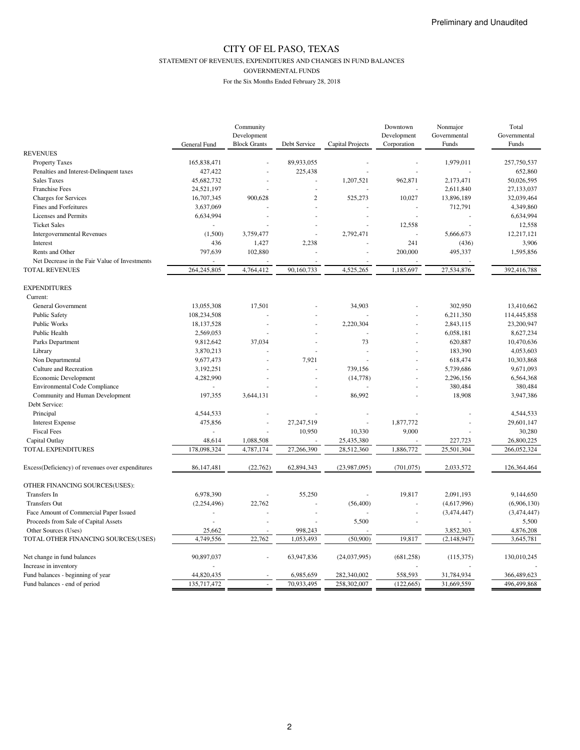Preliminary and Unaudited

# CITY OF EL PASO, TEXAS

## STATEMENT OF REVENUES, EXPENDITURES AND CHANGES IN FUND BALANCES

### GOVERNMENTAL FUNDS

For the Six Months Ended February 28, 2018

| | General Fund | Community Development Block Grants | Debt Service | Capital Projects | Downtown Development Corporation | Nonmajor Governmental Funds | Total Governmental Funds |
|---|---|---|---|---|---|---|---|
| REVENUES | | | | | | | |
| Property Taxes | 165,838,471 | - | 89,933,055 | - | - | 1,979,011 | 257,750,537 |
| Penalties and Interest-Delinquent taxes | 427,422 | - | 225,438 | - | - | - | 652,860 |
| Sales Taxes | 45,682,732 | - | - | 1,207,521 | 962,871 | 2,173,471 | 50,026,595 |
| Franchise Fees | 24,521,197 | - | - | - | - | 2,611,840 | 27,133,037 |
| Charges for Services | 16,707,345 | 900,628 | 2 | 525,273 | 10,027 | 13,896,189 | 32,039,464 |
| Fines and Forfeitures | 3,637,069 | - | - | - | - | 712,791 | 4,349,860 |
| Licenses and Permits | 6,634,994 | - | - | - | - | - | 6,634,994 |
| Ticket Sales | - | - | - | - | 12,558 | - | 12,558 |
| Intergovernmental Revenues | (1,500) | 3,759,477 | - | 2,792,471 | - | 5,666,673 | 12,217,121 |
| Interest | 436 | 1,427 | 2,238 | - | 241 | (436) | 3,906 |
| Rents and Other | 797,639 | 102,880 | - | - | 200,000 | 495,337 | 1,595,856 |
| Net Decrease in the Fair Value of Investments | - | - | - | - | - | - | - |
| TOTAL REVENUES | 264,245,805 | 4,764,412 | 90,160,733 | 4,525,265 | 1,185,697 | 27,534,876 | 392,416,788 |
| EXPENDITURES | | | | | | | |
| Current: | | | | | | | |
| General Government | 13,055,308 | 17,501 | - | 34,903 | - | 302,950 | 13,410,662 |
| Public Safety | 108,234,508 | - | - | - | - | 6,211,350 | 114,445,858 |
| Public Works | 18,137,528 | - | - | 2,220,304 | - | 2,843,115 | 23,200,947 |
| Public Health | 2,569,053 | - | - | - | - | 6,058,181 | 8,627,234 |
| Parks Department | 9,812,642 | 37,034 | - | 73 | - | 620,887 | 10,470,636 |
| Library | 3,870,213 | - | - | - | - | 183,390 | 4,053,603 |
| Non Departmental | 9,677,473 | - | 7,921 | - | - | 618,474 | 10,303,868 |
| Culture and Recreation | 3,192,251 | - | - | 739,156 | - | 5,739,686 | 9,671,093 |
| Economic Development | 4,282,990 | - | - | (14,778) | - | 2,296,156 | 6,564,368 |
| Environmental Code Compliance | - | - | - | - | - | 380,484 | 380,484 |
| Community and Human Development | 197,355 | 3,644,131 | - | 86,992 | - | 18,908 | 3,947,386 |
| Debt Service: | | | | | | | |
| Principal | 4,544,533 | - | - | - | - | - | 4,544,533 |
| Interest Expense | 475,856 | - | 27,247,519 | - | 1,877,772 | - | 29,601,147 |
| Fiscal Fees | - | - | 10,950 | 10,330 | 9,000 | - | 30,280 |
| Capital Outlay | 48,614 | 1,088,508 | - | 25,435,380 | - | 227,723 | 26,800,225 |
| TOTAL EXPENDITURES | 178,098,324 | 4,787,174 | 27,266,390 | 28,512,360 | 1,886,772 | 25,501,304 | 266,052,324 |
| Excess(Deficiency) of revenues over expenditures | 86,147,481 | (22,762) | 62,894,343 | (23,987,095) | (701,075) | 2,033,572 | 126,364,464 |
| OTHER FINANCING SOURCES(USES): | | | | | | | |
| Transfers In | 6,978,390 | - | 55,250 | - | 19,817 | 2,091,193 | 9,144,650 |
| Transfers Out | (2,254,496) | 22,762 | - | (56,400) | - | (4,617,996) | (6,906,130) |
| Face Amount of Commercial Paper Issued | - | - | - | - | - | (3,474,447) | (3,474,447) |
| Proceeds from Sale of Capital Assets | - | - | - | 5,500 | - | - | 5,500 |
| Other Sources (Uses) | 25,662 | - | 998,243 | - | | 3,852,303 | 4,876,208 |
| TOTAL OTHER FINANCING SOURCES(USES) | 4,749,556 | 22,762 | 1,053,493 | (50,900) | 19,817 | (2,148,947) | 3,645,781 |
| Net change in fund balances | 90,897,037 | - | 63,947,836 | (24,037,995) | (681,258) | (115,375) | 130,010,245 |
| Increase in inventory | - | | | | - | - | - |
| Fund balances - beginning of year | 44,820,435 | - | 6,985,659 | 282,340,002 | 558,593 | 31,784,934 | 366,489,623 |
| Fund balances - end of period | 135,717,472 | - | 70,933,495 | 258,302,007 | (122,665) | 31,669,559 | 496,499,868 |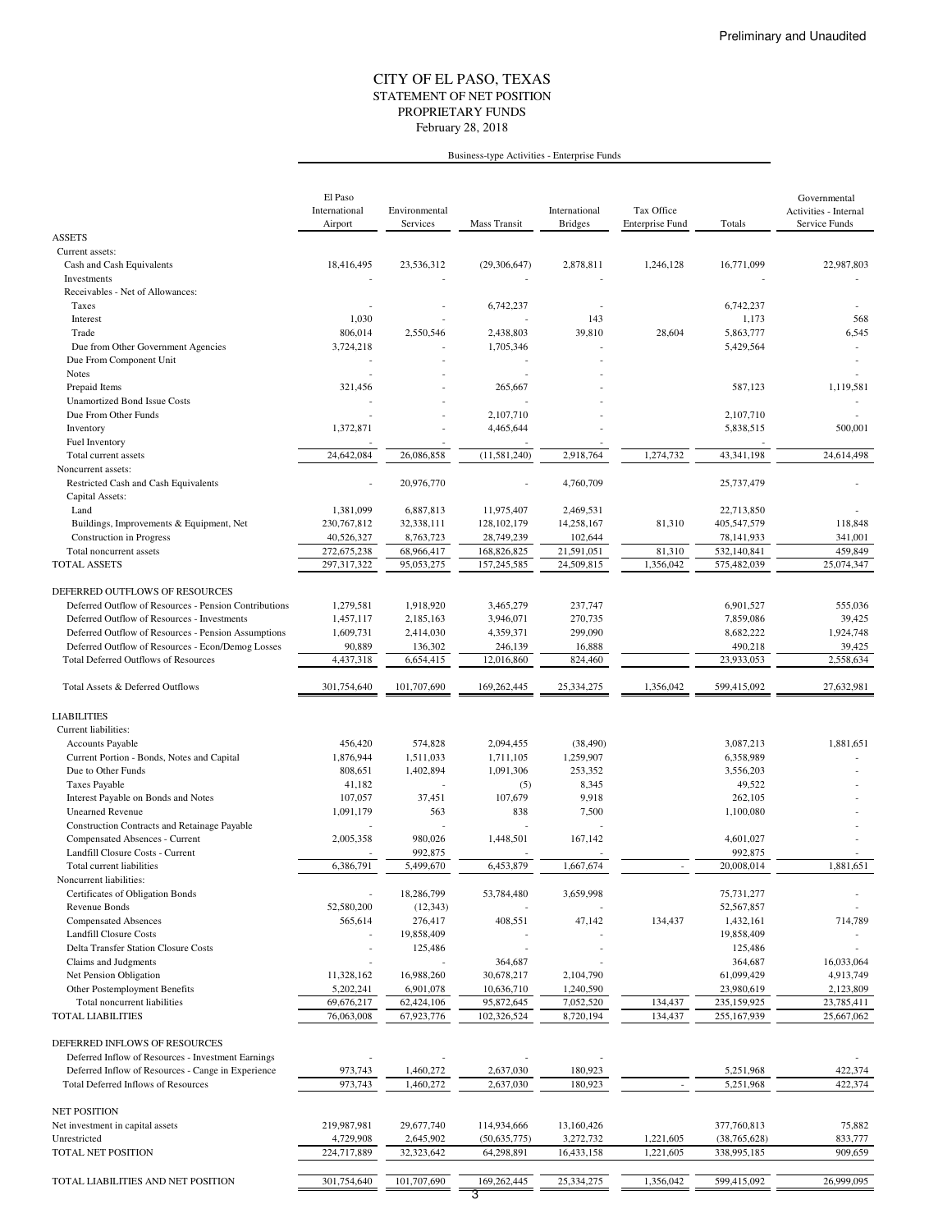Preliminary and Unaudited

# CITY OF EL PASO, TEXAS
## STATEMENT OF NET POSITION
## PROPRIETARY FUNDS
### February 28, 2018

| | Business-type Activities - Enterprise Funds | | | | | | |
|---|---|---|---|---|---|---|---|
| | El Paso International Airport | Environmental Services | Mass Transit | International Bridges | Tax Office Enterprise Fund | Totals | Governmental Activities - Internal Service Funds |
| **ASSETS** | | | | | | | |
| Current assets: | | | | | | | |
| Cash and Cash Equivalents | 18,416,495 | 23,536,312 | (29,306,647) | 2,878,811 | 1,246,128 | 16,771,099 | 22,987,803 |
| Investments | - | - | - | - | | - | - |
| Receivables - Net of Allowances: | | | | | | | |
| Taxes | - | - | 6,742,237 | - | | 6,742,237 | - |
| Interest | 1,030 | - | - | 143 | | 1,173 | 568 |
| Trade | 806,014 | 2,550,546 | 2,438,803 | 39,810 | 28,604 | 5,863,777 | 6,545 |
| Due from Other Government Agencies | 3,724,218 | - | 1,705,346 | - | | 5,429,564 | - |
| Due From Component Unit | - | - | - | - | | | - |
| Notes | - | - | - | - | | | - |
| Prepaid Items | 321,456 | - | 265,667 | - | | 587,123 | 1,119,581 |
| Unamortized Bond Issue Costs | - | - | - | - | | | - |
| Due From Other Funds | - | - | 2,107,710 | - | | 2,107,710 | - |
| Inventory | 1,372,871 | - | 4,465,644 | - | | 5,838,515 | 500,001 |
| Fuel Inventory | - | - | - | - | | - | - |
| Total current assets | 24,642,084 | 26,086,858 | (11,581,240) | 2,918,764 | 1,274,732 | 43,341,198 | 24,614,498 |
| Noncurrent assets: | | | | | | | |
| Restricted Cash and Cash Equivalents | - | 20,976,770 | - | 4,760,709 | | 25,737,479 | - |
| Capital Assets: | | | | | | | |
| Land | 1,381,099 | 6,887,813 | 11,975,407 | 2,469,531 | | 22,713,850 | - |
| Buildings, Improvements & Equipment, Net | 230,767,812 | 32,338,111 | 128,102,179 | 14,258,167 | 81,310 | 405,547,579 | 118,848 |
| Construction in Progress | 40,526,327 | 8,763,723 | 28,749,239 | 102,644 | | 78,141,933 | 341,001 |
| Total noncurrent assets | 272,675,238 | 68,966,417 | 168,826,825 | 21,591,051 | 81,310 | 532,140,841 | 459,849 |
| TOTAL ASSETS | 297,317,322 | 95,053,275 | 157,245,585 | 24,509,815 | 1,356,042 | 575,482,039 | 25,074,347 |
| | | | | | | | |
| **DEFERRED OUTFLOWS OF RESOURCES** | | | | | | | |
| Deferred Outflow of Resources - Pension Contributions | 1,279,581 | 1,918,920 | 3,465,279 | 237,747 | | 6,901,527 | 555,036 |
| Deferred Outflow of Resources - Investments | 1,457,117 | 2,185,163 | 3,946,071 | 270,735 | | 7,859,086 | 39,425 |
| Deferred Outflow of Resources - Pension Assumptions | 1,609,731 | 2,414,030 | 4,359,371 | 299,090 | | 8,682,222 | 1,924,748 |
| Deferred Outflow of Resources - Econ/Demog Losses | 90,889 | 136,302 | 246,139 | 16,888 | | 490,218 | 39,425 |
| Total Deferred Outflows of Resources | 4,437,318 | 6,654,415 | 12,016,860 | 824,460 | | 23,933,053 | 2,558,634 |
| | | | | | | | |
| Total Assets & Deferred Outflows | 301,754,640 | 101,707,690 | 169,262,445 | 25,334,275 | 1,356,042 | 599,415,092 | 27,632,981 |
| | | | | | | | |
| **LIABILITIES** | | | | | | | |
| Current liabilities: | | | | | | | |
| Accounts Payable | 456,420 | 574,828 | 2,094,455 | (38,490) | | 3,087,213 | 1,881,651 |
| Current Portion - Bonds, Notes and Capital | 1,876,944 | 1,511,033 | 1,711,105 | 1,259,907 | | 6,358,989 | - |
| Due to Other Funds | 808,651 | 1,402,894 | 1,091,306 | 253,352 | | 3,556,203 | - |
| Taxes Payable | 41,182 | - | (5) | 8,345 | | 49,522 | - |
| Interest Payable on Bonds and Notes | 107,057 | 37,451 | 107,679 | 9,918 | | 262,105 | - |
| Unearned Revenue | 1,091,179 | 563 | 838 | 7,500 | | 1,100,080 | - |
| Construction Contracts and Retainage Payable | - | - | - | - | | | - |
| Compensated Absences - Current | 2,005,358 | 980,026 | 1,448,501 | 167,142 | | 4,601,027 | - |
| Landfill Closure Costs - Current | - | 992,875 | - | - | | 992,875 | - |
| Total current liabilities | 6,386,791 | 5,499,670 | 6,453,879 | 1,667,674 | - | 20,008,014 | 1,881,651 |
| Noncurrent liabilities: | | | | | | | |
| Certificates of Obligation Bonds | - | 18,286,799 | 53,784,480 | 3,659,998 | | 75,731,277 | - |
| Revenue Bonds | 52,580,200 | (12,343) | - | - | | 52,567,857 | - |
| Compensated Absences | 565,614 | 276,417 | 408,551 | 47,142 | 134,437 | 1,432,161 | 714,789 |
| Landfill Closure Costs | - | 19,858,409 | - | - | | 19,858,409 | - |
| Delta Transfer Station Closure Costs | - | 125,486 | - | - | | 125,486 | - |
| Claims and Judgments | - | - | 364,687 | - | | 364,687 | 16,033,064 |
| Net Pension Obligation | 11,328,162 | 16,988,260 | 30,678,217 | 2,104,790 | | 61,099,429 | 4,913,749 |
| Other Postemployment Benefits | 5,202,241 | 6,901,078 | 10,636,710 | 1,240,590 | | 23,980,619 | 2,123,809 |
| Total noncurrent liabilities | 69,676,217 | 62,424,106 | 95,872,645 | 7,052,520 | 134,437 | 235,159,925 | 23,785,411 |
| TOTAL LIABILITIES | 76,063,008 | 67,923,776 | 102,326,524 | 8,720,194 | 134,437 | 255,167,939 | 25,667,062 |
| | | | | | | | |
| **DEFERRED INFLOWS OF RESOURCES** | | | | | | | |
| Deferred Inflow of Resources - Investment Earnings | - | - | - | - | | | - |
| Deferred Inflow of Resources - Cange in Experience | 973,743 | 1,460,272 | 2,637,030 | 180,923 | | 5,251,968 | 422,374 |
| Total Deferred Inflows of Resources | 973,743 | 1,460,272 | 2,637,030 | 180,923 | - | 5,251,968 | 422,374 |
| | | | | | | | |
| **NET POSITION** | | | | | | | |
| Net investment in capital assets | 219,987,981 | 29,677,740 | 114,934,666 | 13,160,426 | | 377,760,813 | 75,882 |
| Unrestricted | 4,729,908 | 2,645,902 | (50,635,775) | 3,272,732 | 1,221,605 | (38,765,628) | 833,777 |
| TOTAL NET POSITION | 224,717,889 | 32,323,642 | 64,298,891 | 16,433,158 | 1,221,605 | 338,995,185 | 909,659 |
| | | | | | | | |
| TOTAL LIABILITIES AND NET POSITION | 301,754,640 | 101,707,690 | 169,262,445 | 25,334,275 | 1,356,042 | 599,415,092 | 26,999,095 |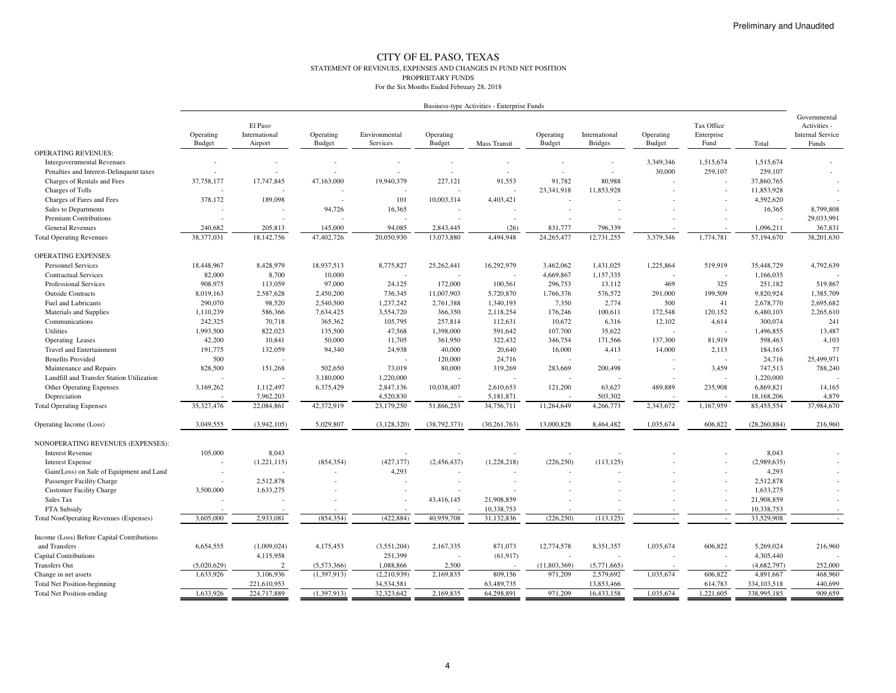Preliminary and Unaudited

# CITY OF EL PASO, TEXAS

## STATEMENT OF REVENUES, EXPENSES AND CHANGES IN FUND NET POSITION

### PROPRIETARY FUNDS

For the Six Months Ended February 28, 2018

| | Business-type Activities - Enterprise Funds | | | | | | | | | | | |
|---|---|---|---|---|---|---|---|---|---|---|---|---|
| | Operating Budget | El Paso International Airport | Operating Budget | Environmental Services | Operating Budget | Mass Transit | Operating Budget | International Bridges | Operating Budget | Tax Office Enterprise Fund | Total | Governmental Activities - Internal Service Funds |
| OPERATING REVENUES: | | | | | | | | | | | | |
| Intergovernmental Revenues | - | - | - | - | - | - | - | - | 3,349,346 | 1,515,674 | 1,515,674 | - |
| Penalties and Interest-Delinquent taxes | - | - | - | - | - | - | - | - | 30,000 | 259,107 | 259,107 | - |
| Charges of Rentals and Fees | 37,758,177 | 17,747,845 | 47,163,000 | 19,940,379 | 227,121 | 91,553 | 91,782 | 80,988 | - | - | 37,860,765 | - |
| Charges of Tolls | - | - | - | - | - | - | 23,341,918 | 11,853,928 | - | - | 11,853,928 | - |
| Charges of Fares and Fees | 378,172 | 189,098 | - | 101 | 10,003,314 | 4,403,421 | - | - | - | - | 4,592,620 | - |
| Sales to Departments | - | - | 94,726 | 16,365 | - | - | - | - | - | - | 16,365 | 8,799,808 |
| Premium Contributions | - | - | - | - | - | - | - | - | - | - | - | 29,033,991 |
| General Revenues | 240,682 | 205,813 | 145,000 | 94,085 | 2,843,445 | (26) | 831,777 | 796,339 | - | - | 1,096,211 | 367,831 |
| Total Operating Revenues | 38,377,031 | 18,142,756 | 47,402,726 | 20,050,930 | 13,073,880 | 4,494,948 | 24,265,477 | 12,731,255 | 3,379,346 | 1,774,781 | 57,194,670 | 38,201,630 |
| OPERATING EXPENSES: | | | | | | | | | | | | |
| Personnel Services | 18,448,967 | 8,428,979 | 18,937,513 | 8,775,827 | 25,262,441 | 16,292,979 | 3,462,062 | 1,431,025 | 1,225,864 | 519,919 | 35,448,729 | 4,792,639 |
| Contractual Services | 82,000 | 8,700 | 10,000 | - | - | - | 4,669,867 | 1,157,335 | - | - | 1,166,035 | - |
| Professional Services | 908,975 | 113,059 | 97,000 | 24,125 | 172,000 | 100,561 | 296,753 | 13,112 | 469 | 325 | 251,182 | 519,867 |
| Outside Contracts | 8,019,163 | 2,587,628 | 2,450,200 | 736,345 | 11,007,903 | 5,720,870 | 1,766,376 | 576,572 | 291,000 | 199,509 | 9,820,924 | 1,385,709 |
| Fuel and Lubricants | 290,070 | 98,520 | 2,540,500 | 1,237,242 | 2,761,388 | 1,340,193 | 7,350 | 2,774 | 500 | 41 | 2,678,770 | 2,695,682 |
| Materials and Supplies | 1,110,239 | 586,366 | 7,634,425 | 3,554,720 | 366,350 | 2,118,254 | 176,246 | 100,611 | 172,548 | 120,152 | 6,480,103 | 2,265,610 |
| Communications | 242,325 | 70,718 | 365,362 | 105,795 | 257,814 | 112,631 | 10,672 | 6,316 | 12,102 | 4,614 | 300,074 | 241 |
| Utilities | 1,993,500 | 822,023 | 135,500 | 47,568 | 1,398,000 | 591,642 | 107,700 | 35,622 | - | - | 1,496,855 | 13,487 |
| Operating Leases | 42,200 | 10,841 | 50,000 | 11,705 | 361,950 | 322,432 | 346,754 | 171,566 | 137,300 | 81,919 | 598,463 | 4,103 |
| Travel and Entertainment | 191,775 | 132,059 | 94,340 | 24,938 | 40,000 | 20,640 | 16,000 | 4,413 | 14,000 | 2,113 | 184,163 | 77 |
| Benefits Provided | 500 | - | - | - | 120,000 | 24,716 | - | - | - | - | 24,716 | 25,499,971 |
| Maintenance and Repairs | 828,500 | 151,268 | 502,650 | 73,019 | 80,000 | 319,269 | 283,669 | 200,498 | - | 3,459 | 747,513 | 788,240 |
| Landfill and Transfer Station Utilization | - | - | 3,180,000 | 1,220,000 | - | - | - | - | - | - | 1,220,000 | - |
| Other Operating Expenses | 3,169,262 | 1,112,497 | 6,375,429 | 2,847,136 | 10,038,407 | 2,610,653 | 121,200 | 63,627 | 489,889 | 235,908 | 6,869,821 | 14,165 |
| Depreciation | - | 7,962,203 | - | 4,520,830 | - | 5,181,871 | - | 503,302 | - | - | 18,168,206 | 4,879 |
| Total Operating Expenses | 35,327,476 | 22,084,861 | 42,372,919 | 23,179,250 | 51,866,253 | 34,756,711 | 11,264,649 | 4,266,773 | 2,343,672 | 1,167,959 | 85,455,554 | 37,984,670 |
| Operating Income (Loss) | 3,049,555 | (3,942,105) | 5,029,807 | (3,128,320) | (38,792,373) | (30,261,763) | 13,000,828 | 8,464,482 | 1,035,674 | 606,822 | (28,260,884) | 216,960 |
| NONOPERATING REVENUES (EXPENSES): | | | | | | | | | | | | |
| Interest Revenue | 105,000 | 8,043 | | - | - | - | - | - | - | - | 8,043 | - |
| Interest Expense | - | (1,221,115) | (854,354) | (427,177) | (2,456,437) | (1,228,218) | (226,250) | (113,125) | - | - | (2,989,635) | - |
| Gain(Loss) on Sale of Equipment and Land | - | - | - | 4,293 | - | - | - | - | - | - | 4,293 | - |
| Passenger Facility Charge | - | 2,512,878 | - | - | - | - | - | - | - | - | 2,512,878 | - |
| Customer Facility Charge | 3,500,000 | 1,633,275 | - | - | - | - | - | - | - | - | 1,633,275 | - |
| Sales Tax | - | - | - | - | 43,416,145 | 21,908,859 | - | - | - | - | 21,908,859 | - |
| FTA Subsidy | - | - | - | - | - | 10,338,753 | - | - | - | - | 10,338,753 | - |
| Total NonOperating Revenues (Expenses) | 3,605,000 | 2,933,081 | (854,354) | (422,884) | 40,959,708 | 31,132,836 | (226,250) | (113,125) | - | - | 33,529,908 | - |
| Income (Loss) Before Capital Contributions and Transfers | 6,654,555 | (1,009,024) | 4,175,453 | (3,551,204) | 2,167,335 | 871,073 | 12,774,578 | 8,351,357 | 1,035,674 | 606,822 | 5,269,024 | 216,960 |
| Capital Contributions | | 4,115,958 | | 251,399 | - | (61,917) | - | - | - | - | 4,305,440 | - |
| Transfers Out | (5,020,629) | 2 | (5,573,366) | 1,088,866 | 2,500 | - | (11,803,369) | (5,771,665) | - | - | (4,682,797) | 252,000 |
| Change in net assets | 1,633,926 | 3,106,936 | (1,397,913) | (2,210,939) | 2,169,835 | 809,156 | 971,209 | 2,579,692 | 1,035,674 | 606,822 | 4,891,667 | 468,960 |
| Total Net Position-beginning | | 221,610,953 | | 34,534,581 | | 63,489,735 | | 13,853,466 | | 614,783 | 334,103,518 | 440,699 |
| Total Net Position-ending | 1,633,926 | 224,717,889 | (1,397,913) | 32,323,642 | 2,169,835 | 64,298,891 | 971,209 | 16,433,158 | 1,035,674 | 1,221,605 | 338,995,185 | 909,659 |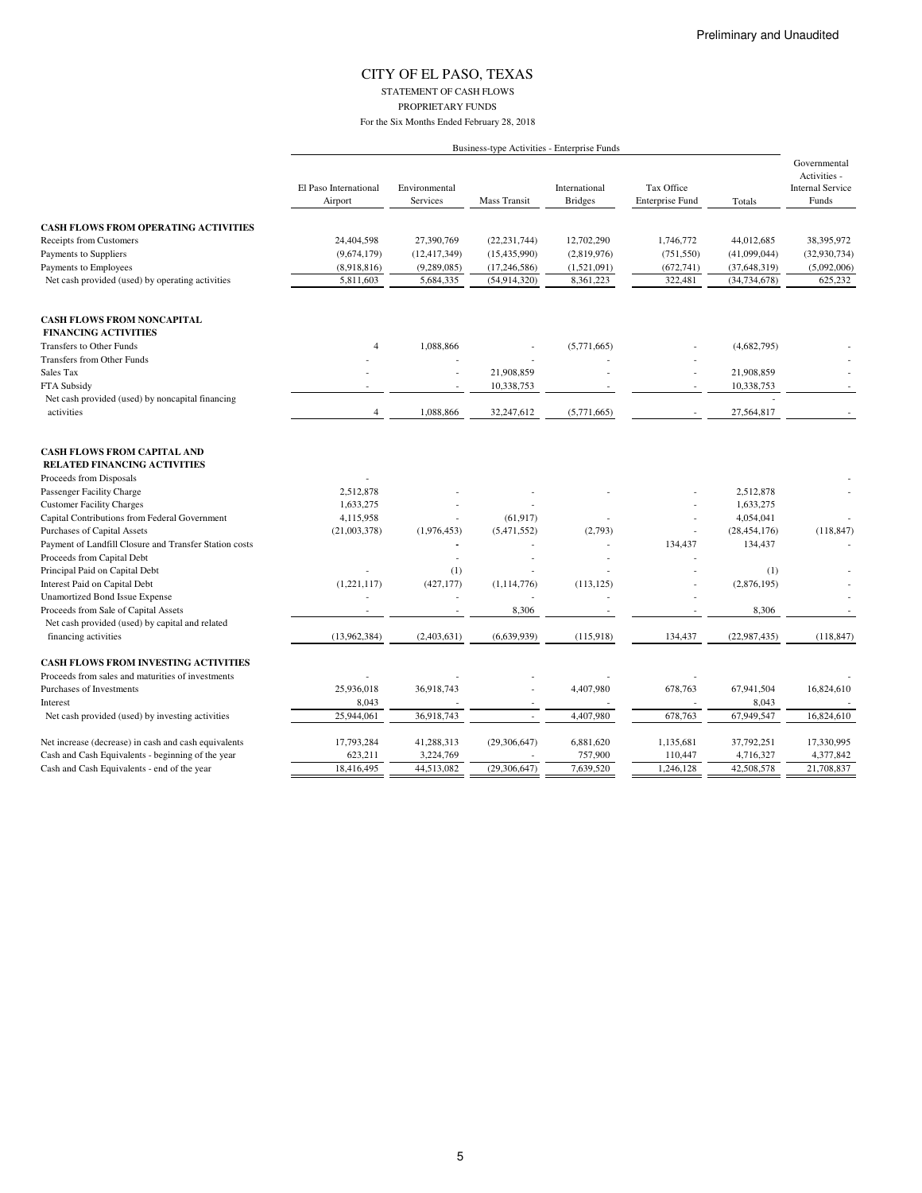Preliminary and Unaudited

# CITY OF EL PASO, TEXAS

STATEMENT OF CASH FLOWS

PROPRIETARY FUNDS

For the Six Months Ended February 28, 2018

| | Business-type Activities - Enterprise Funds | | | | | | Governmental Activities - Internal Service Funds |
|---|---|---|---|---|---|---|---|
| | El Paso International Airport | Environmental Services | Mass Transit | International Bridges | Tax Office Enterprise Fund | Totals | |
| **CASH FLOWS FROM OPERATING ACTIVITIES** | | | | | | | |
| Receipts from Customers | 24,404,598 | 27,390,769 | (22,231,744) | 12,702,290 | 1,746,772 | 44,012,685 | 38,395,972 |
| Payments to Suppliers | (9,674,179) | (12,417,349) | (15,435,990) | (2,819,976) | (751,550) | (41,099,044) | (32,930,734) |
| Payments to Employees | (8,918,816) | (9,289,085) | (17,246,586) | (1,521,091) | (672,741) | (37,648,319) | (5,092,006) |
| Net cash provided (used) by operating activities | 5,811,603 | 5,684,335 | (54,914,320) | 8,361,223 | 322,481 | (34,734,678) | 625,232 |
| **CASH FLOWS FROM NONCAPITAL FINANCING ACTIVITIES** | | | | | | | |
| Transfers to Other Funds | 4 | 1,088,866 | - | (5,771,665) | - | (4,682,795) | - |
| Transfers from Other Funds | - | - | - | - | - | | - |
| Sales Tax | - | - | 21,908,859 | - | - | 21,908,859 | - |
| FTA Subsidy | - | - | 10,338,753 | - | - | 10,338,753 | - |
| Net cash provided (used) by noncapital financing activities | 4 | 1,088,866 | 32,247,612 | (5,771,665) | - | 27,564,817 | - |
| **CASH FLOWS FROM CAPITAL AND RELATED FINANCING ACTIVITIES** | | | | | | | |
| Proceeds from Disposals | - | | | | | | - |
| Passenger Facility Charge | 2,512,878 | - | - | - | - | 2,512,878 | - |
| Customer Facility Charges | 1,633,275 | - | - | | - | 1,633,275 | |
| Capital Contributions from Federal Government | 4,115,958 | - | (61,917) | - | - | 4,054,041 | - |
| Purchases of Capital Assets | (21,003,378) | (1,976,453) | (5,471,552) | (2,793) | - | (28,454,176) | (118,847) |
| Payment of Landfill Closure and Transfer Station costs | | - | - | - | 134,437 | 134,437 | - |
| Proceeds from Capital Debt | | - | - | - | - | | |
| Principal Paid on Capital Debt | - | (1) | - | - | - | (1) | - |
| Interest Paid on Capital Debt | (1,221,117) | (427,177) | (1,114,776) | (113,125) | - | (2,876,195) | - |
| Unamortized Bond Issue Expense | - | - | - | - | - | | - |
| Proceeds from Sale of Capital Assets | - | - | 8,306 | - | - | 8,306 | - |
| Net cash provided (used) by capital and related financing activities | (13,962,384) | (2,403,631) | (6,639,939) | (115,918) | 134,437 | (22,987,435) | (118,847) |
| **CASH FLOWS FROM INVESTING ACTIVITIES** | | | | | | | |
| Proceeds from sales and maturities of investments | - | - | - | - | - | | - |
| Purchases of Investments | 25,936,018 | 36,918,743 | - | 4,407,980 | 678,763 | 67,941,504 | 16,824,610 |
| Interest | 8,043 | - | - | - | - | 8,043 | - |
| Net cash provided (used) by investing activities | 25,944,061 | 36,918,743 | - | 4,407,980 | 678,763 | 67,949,547 | 16,824,610 |
| Net increase (decrease) in cash and cash equivalents | 17,793,284 | 41,288,313 | (29,306,647) | 6,881,620 | 1,135,681 | 37,792,251 | 17,330,995 |
| Cash and Cash Equivalents - beginning of the year | 623,211 | 3,224,769 | - | 757,900 | 110,447 | 4,716,327 | 4,377,842 |
| Cash and Cash Equivalents - end of the year | 18,416,495 | 44,513,082 | (29,306,647) | 7,639,520 | 1,246,128 | 42,508,578 | 21,708,837 |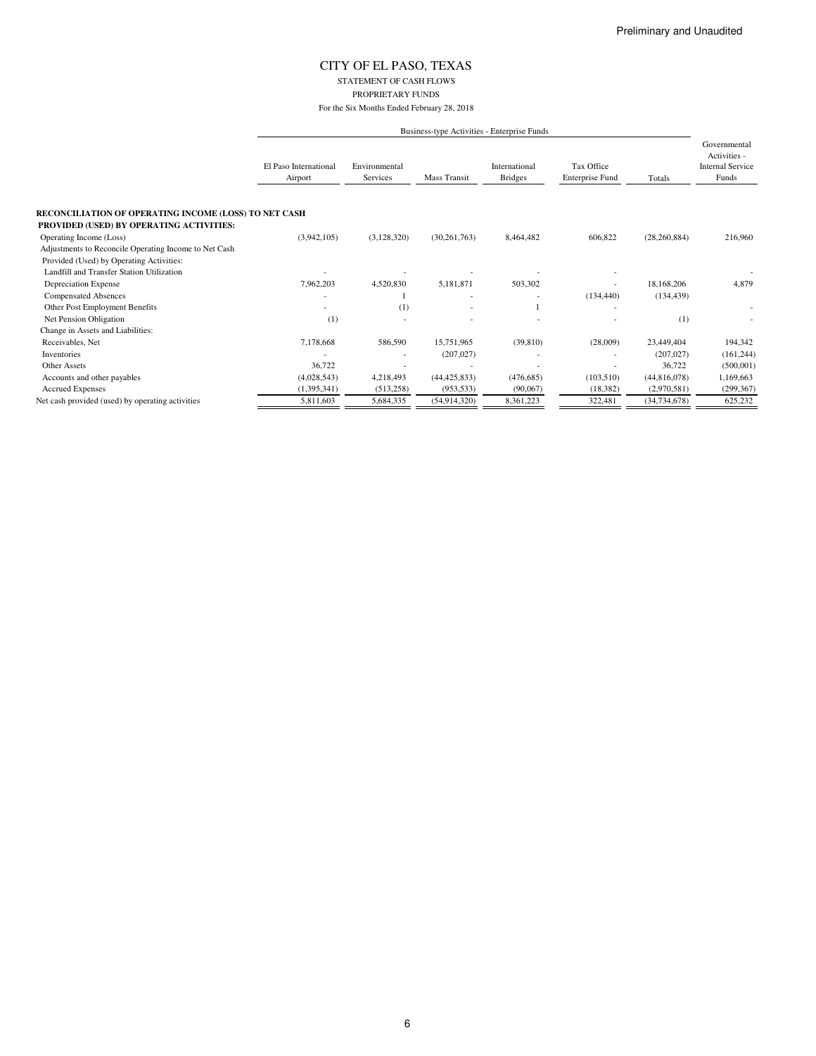Preliminary and Unaudited

# CITY OF EL PASO, TEXAS

STATEMENT OF CASH FLOWS

PROPRIETARY FUNDS

For the Six Months Ended February 28, 2018

| | Business-type Activities - Enterprise Funds | | | | | | Governmental Activities - Internal Service Funds |
|---|---|---|---|---|---|---|---|
| | El Paso International Airport | Environmental Services | Mass Transit | International Bridges | Tax Office Enterprise Fund | Totals | |
| **RECONCILIATION OF OPERATING INCOME (LOSS) TO NET CASH PROVIDED (USED) BY OPERATING ACTIVITIES:** | | | | | | | |
| Operating Income (Loss) | (3,942,105) | (3,128,320) | (30,261,763) | 8,464,482 | 606,822 | (28,260,884) | 216,960 |
| Adjustments to Reconcile Operating Income to Net Cash Provided (Used) by Operating Activities: | | | | | | | |
| Landfill and Transfer Station Utilization | - | - | - | - | - | | - |
| Depreciation Expense | 7,962,203 | 4,520,830 | 5,181,871 | 503,302 | - | 18,168,206 | 4,879 |
| Compensated Absences | - | 1 | - | - | (134,440) | (134,439) | |
| Other Post Employment Benefits | - | (1) | - | 1 | - | | - |
| Net Pension Obligation | (1) | - | - | - | - | (1) | - |
| Change in Assets and Liabilities: | | | | | | | |
| Receivables, Net | 7,178,668 | 586,590 | 15,751,965 | (39,810) | (28,009) | 23,449,404 | 194,342 |
| Inventories | - | - | (207,027) | - | - | (207,027) | (161,244) |
| Other Assets | 36,722 | - | - | - | - | 36,722 | (500,001) |
| Accounts and other payables | (4,028,543) | 4,218,493 | (44,425,833) | (476,685) | (103,510) | (44,816,078) | 1,169,663 |
| Accrued Expenses | (1,395,341) | (513,258) | (953,533) | (90,067) | (18,382) | (2,970,581) | (299,367) |
| Net cash provided (used) by operating activities | 5,811,603 | 5,684,335 | (54,914,320) | 8,361,223 | 322,481 | (34,734,678) | 625,232 |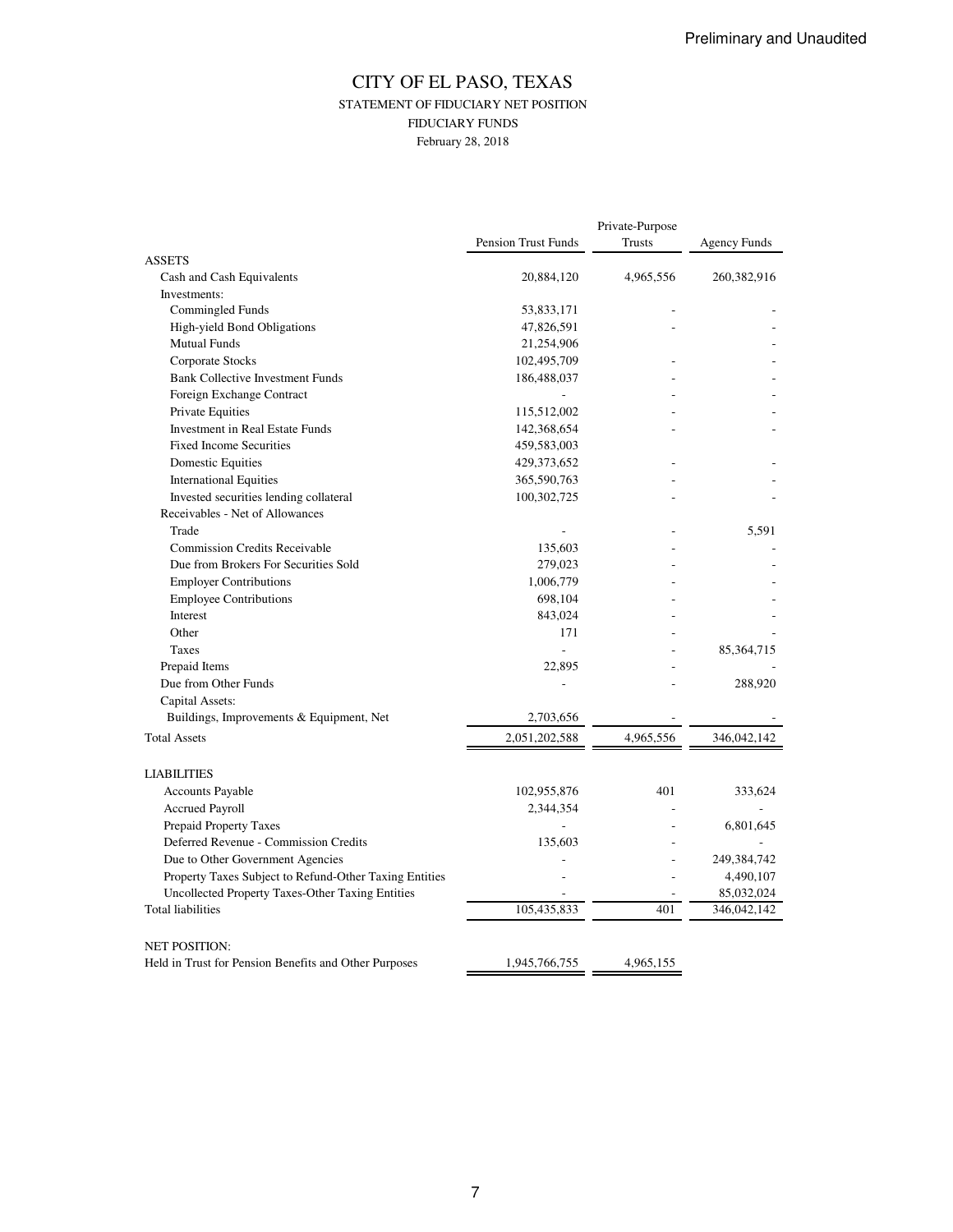Preliminary and Unaudited

# CITY OF EL PASO, TEXAS

## STATEMENT OF FIDUCIARY NET POSITION

### FIDUCIARY FUNDS

February 28, 2018

| | Pension Trust Funds | Private-Purpose Trusts | Agency Funds |
|---|---|---|---|
| ASSETS | | | |
| Cash and Cash Equivalents | 20,884,120 | 4,965,556 | 260,382,916 |
| Investments: | | | |
| Commingled Funds | 53,833,171 | - | - |
| High-yield Bond Obligations | 47,826,591 | - | - |
| Mutual Funds | 21,254,906 | | |
| Corporate Stocks | 102,495,709 | - | - |
| Bank Collective Investment Funds | 186,488,037 | - | - |
| Foreign Exchange Contract | - | - | - |
| Private Equities | 115,512,002 | - | - |
| Investment in Real Estate Funds | 142,368,654 | - | - |
| Fixed Income Securities | 459,583,003 | | |
| Domestic Equities | 429,373,652 | - | - |
| International Equities | 365,590,763 | - | - |
| Invested securities lending collateral | 100,302,725 | - | - |
| Receivables - Net of Allowances | | | |
| Trade | - | - | 5,591 |
| Commission Credits Receivable | 135,603 | - | - |
| Due from Brokers For Securities Sold | 279,023 | - | - |
| Employer Contributions | 1,006,779 | - | - |
| Employee Contributions | 698,104 | - | - |
| Interest | 843,024 | - | - |
| Other | 171 | - | - |
| Taxes | - | - | 85,364,715 |
| Prepaid Items | 22,895 | - | - |
| Due from Other Funds | - | - | 288,920 |
| Capital Assets: | | | |
| Buildings, Improvements & Equipment, Net | 2,703,656 | - | - |
| Total Assets | 2,051,202,588 | 4,965,556 | 346,042,142 |
| | | | |
| LIABILITIES | | | |
| Accounts Payable | 102,955,876 | 401 | 333,624 |
| Accrued Payroll | 2,344,354 | - | - |
| Prepaid Property Taxes | - | - | 6,801,645 |
| Deferred Revenue - Commission Credits | 135,603 | - | - |
| Due to Other Government Agencies | - | - | 249,384,742 |
| Property Taxes Subject to Refund-Other Taxing Entities | - | - | 4,490,107 |
| Uncollected Property Taxes-Other Taxing Entities | - | - | 85,032,024 |
| Total liabilities | 105,435,833 | 401 | 346,042,142 |
| | | | |
| NET POSITION: | | | |
| Held in Trust for Pension Benefits and Other Purposes | 1,945,766,755 | 4,965,155 | |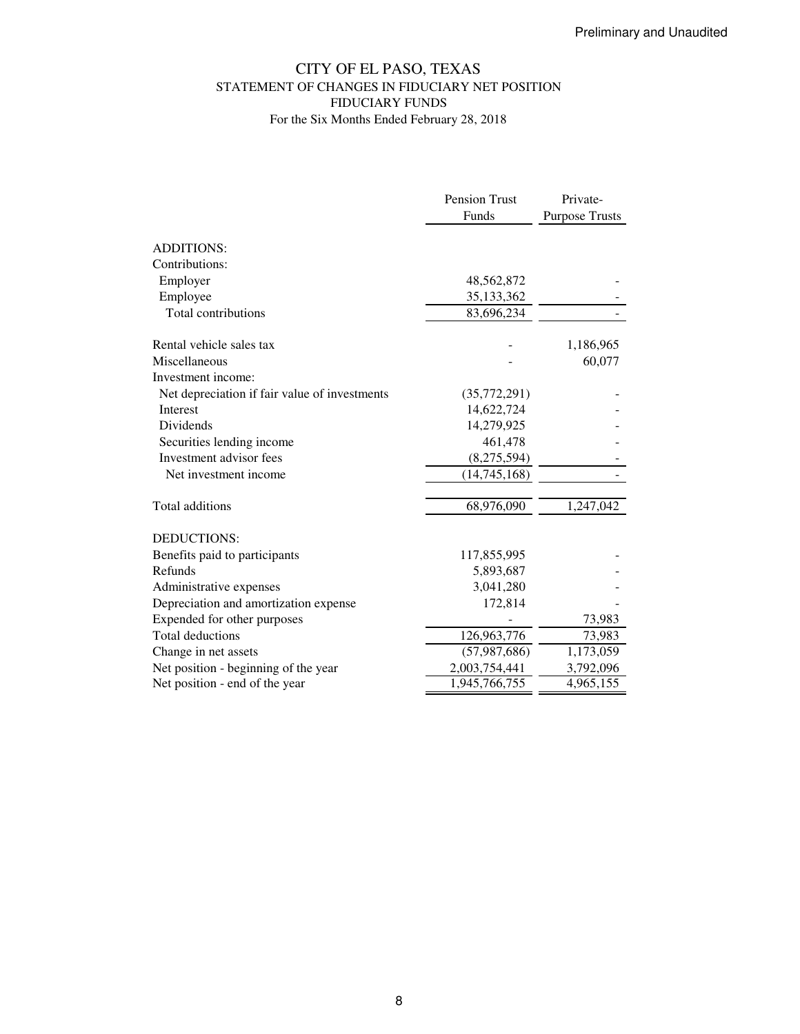Preliminary and Unaudited

# CITY OF EL PASO, TEXAS
## STATEMENT OF CHANGES IN FIDUCIARY NET POSITION
## FIDUCIARY FUNDS
### For the Six Months Ended February 28, 2018

| | Pension Trust Funds | Private-Purpose Trusts |
|---|---|---|
| ADDITIONS: | | |
| Contributions: | | |
| Employer | 48,562,872 | - |
| Employee | 35,133,362 | - |
| Total contributions | 83,696,234 | - |
| | | |
| Rental vehicle sales tax | - | 1,186,965 |
| Miscellaneous | - | 60,077 |
| Investment income: | | |
| Net depreciation if fair value of investments | (35,772,291) | - |
| Interest | 14,622,724 | - |
| Dividends | 14,279,925 | - |
| Securities lending income | 461,478 | - |
| Investment advisor fees | (8,275,594) | - |
| Net investment income | (14,745,168) | - |
| | | |
| Total additions | 68,976,090 | 1,247,042 |
| | | |
| DEDUCTIONS: | | |
| Benefits paid to participants | 117,855,995 | - |
| Refunds | 5,893,687 | - |
| Administrative expenses | 3,041,280 | - |
| Depreciation and amortization expense | 172,814 | - |
| Expended for other purposes | - | 73,983 |
| Total deductions | 126,963,776 | 73,983 |
| Change in net assets | (57,987,686) | 1,173,059 |
| Net position - beginning of the year | 2,003,754,441 | 3,792,096 |
| Net position - end of the year | 1,945,766,755 | 4,965,155 |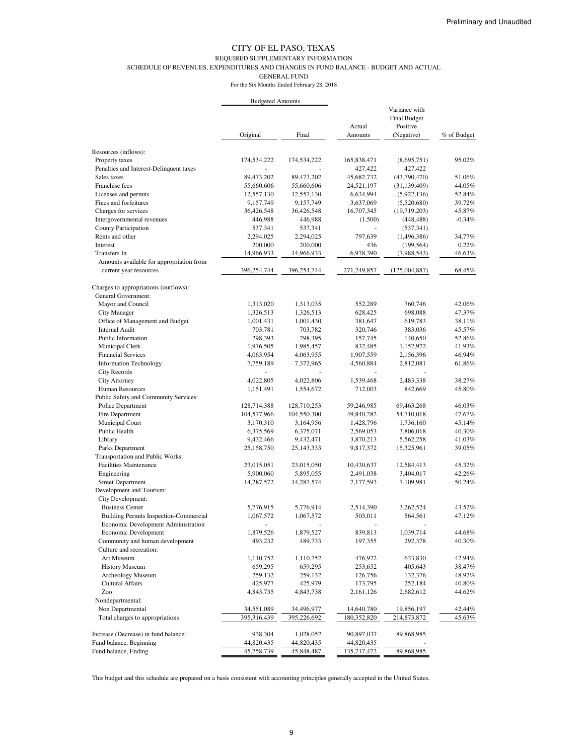Preliminary and Unaudited

# CITY OF EL PASO, TEXAS

REQUIRED SUPPLEMENTARY INFORMATION

SCHEDULE OF REVENUES, EXPENDITURES AND CHANGES IN FUND BALANCE - BUDGET AND ACTUAL

GENERAL FUND

For the Six Months Ended February 28, 2018

| | Budgeted Amounts | | | | |
|---|---|---|---|---|---|
| | Original | Final | Actual Amounts | Variance with Final Budget Positive (Negative) | % of Budget |
| Resources (inflows): | | | | | |
| Property taxes | 174,534,222 | 174,534,222 | 165,838,471 | (8,695,751) | 95.02% |
| Penalties and Interest-Delinquent taxes | - | - | 427,422 | 427,422 | |
| Sales taxes | 89,473,202 | 89,473,202 | 45,682,732 | (43,790,470) | 51.06% |
| Franchise fees | 55,660,606 | 55,660,606 | 24,521,197 | (31,139,409) | 44.05% |
| Licenses and permits | 12,557,130 | 12,557,130 | 6,634,994 | (5,922,136) | 52.84% |
| Fines and forfeitures | 9,157,749 | 9,157,749 | 3,637,069 | (5,520,680) | 39.72% |
| Charges for services | 36,426,548 | 36,426,548 | 16,707,345 | (19,719,203) | 45.87% |
| Intergovernmental revenues | 446,988 | 446,988 | (1,500) | (448,488) | -0.34% |
| County Participation | 537,341 | 537,341 | - | (537,341) | |
| Rents and other | 2,294,025 | 2,294,025 | 797,639 | (1,496,386) | 34.77% |
| Interest | 200,000 | 200,000 | 436 | (199,564) | 0.22% |
| Transfers In | 14,966,933 | 14,966,933 | 6,978,390 | (7,988,543) | 46.63% |
| Amounts available for appropriation from current year resources | 396,254,744 | 396,254,744 | 271,249,857 | (125,004,887) | 68.45% |
| Charges to appropriations (outflows): | | | | | |
| General Government: | | | | | |
| Mayor and Council | 1,313,020 | 1,313,035 | 552,289 | 760,746 | 42.06% |
| City Manager | 1,326,513 | 1,326,513 | 628,425 | 698,088 | 47.37% |
| Office of Management and Budget | 1,001,431 | 1,001,430 | 381,647 | 619,783 | 38.11% |
| Internal Audit | 703,781 | 703,782 | 320,746 | 383,036 | 45.57% |
| Public Information | 298,393 | 298,395 | 157,745 | 140,650 | 52.86% |
| Municipal Clerk | 1,976,505 | 1,985,457 | 832,485 | 1,152,972 | 41.93% |
| Financial Services | 4,063,954 | 4,063,955 | 1,907,559 | 2,156,396 | 46.94% |
| Information Technology | 7,759,189 | 7,372,965 | 4,560,884 | 2,812,081 | 61.86% |
| City Records | - | - | - | - | |
| City Attorney | 4,022,805 | 4,022,806 | 1,539,468 | 2,483,338 | 38.27% |
| Human Resources | 1,151,491 | 1,554,672 | 712,003 | 842,669 | 45.80% |
| Public Safety and Community Services: | | | | | |
| Police Department | 128,714,388 | 128,710,253 | 59,246,985 | 69,463,268 | 46.03% |
| Fire Department | 104,577,966 | 104,550,300 | 49,840,282 | 54,710,018 | 47.67% |
| Municipal Court | 3,170,310 | 3,164,956 | 1,428,796 | 1,736,160 | 45.14% |
| Public Health | 6,375,569 | 6,375,071 | 2,569,053 | 3,806,018 | 40.30% |
| Library | 9,432,466 | 9,432,471 | 3,870,213 | 5,562,258 | 41.03% |
| Parks Department | 25,158,750 | 25,143,333 | 9,817,372 | 15,325,961 | 39.05% |
| Transportation and Public Works: | | | | | |
| Facilities Maintenance | 23,015,051 | 23,015,050 | 10,430,637 | 12,584,413 | 45.32% |
| Engineering | 5,900,060 | 5,895,055 | 2,491,038 | 3,404,017 | 42.26% |
| Street Department | 14,287,572 | 14,287,574 | 7,177,593 | 7,109,981 | 50.24% |
| Development and Tourism: | | | | | |
| City Development: | | | | | |
| Business Center | 5,776,915 | 5,776,914 | 2,514,390 | 3,262,524 | 43.52% |
| Building Permits Inspection-Commercial | 1,067,572 | 1,067,572 | 503,011 | 564,561 | 47.12% |
| Economic Development Administration | - | - | - | - | |
| Economic Development | 1,879,526 | 1,879,527 | 839,813 | 1,039,714 | 44.68% |
| Community and human development | 493,232 | 489,733 | 197,355 | 292,378 | 40.30% |
| Culture and recreation: | | | | | |
| Art Museum | 1,110,752 | 1,110,752 | 476,922 | 633,830 | 42.94% |
| History Museum | 659,295 | 659,295 | 253,652 | 405,643 | 38.47% |
| Archeology Museum | 259,132 | 259,132 | 126,756 | 132,376 | 48.92% |
| Cultural Affairs | 425,977 | 425,979 | 173,795 | 252,184 | 40.80% |
| Zoo | 4,843,735 | 4,843,738 | 2,161,126 | 2,682,612 | 44.62% |
| Nondepartmental: | | | | | |
| Non Departmental | 34,551,089 | 34,496,977 | 14,640,780 | 19,856,197 | 42.44% |
| Total charges to appropriations | 395,316,439 | 395,226,692 | 180,352,820 | 214,873,872 | 45.63% |
| Increase (Decrease) in fund balance: | 938,304 | 1,028,052 | 90,897,037 | 89,868,985 | |
| Fund balance, Beginning | 44,820,435 | 44,820,435 | 44,820,435 | - | |
| Fund balance, Ending | 45,758,739 | 45,848,487 | 135,717,472 | 89,868,985 | |

This budget and this schedule are prepared on a basis consistent with accounting principles generally accepted in the United States.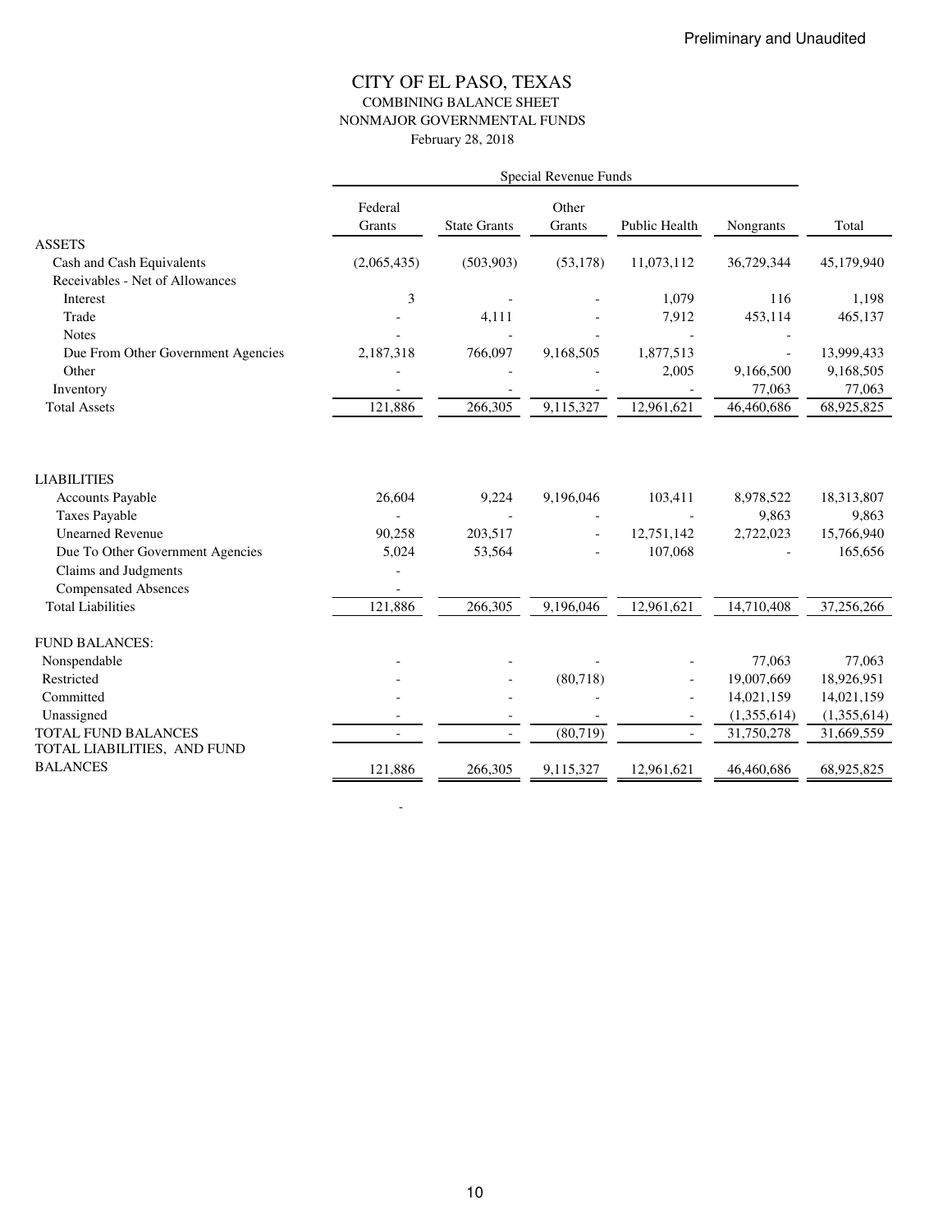Preliminary and Unaudited

# CITY OF EL PASO, TEXAS

## COMBINING BALANCE SHEET

## NONMAJOR GOVERNMENTAL FUNDS

February 28, 2018

| | Special Revenue Funds | | | | | |
|---|---|---|---|---|---|---|
| | Federal Grants | State Grants | Other Grants | Public Health | Nongrants | Total |
| **ASSETS** | | | | | | |
| Cash and Cash Equivalents | (2,065,435) | (503,903) | (53,178) | 11,073,112 | 36,729,344 | 45,179,940 |
| Receivables - Net of Allowances | | | | | | |
| Interest | 3 | - | - | 1,079 | 116 | 1,198 |
| Trade | - | 4,111 | - | 7,912 | 453,114 | 465,137 |
| Notes | - | - | - | - | - | |
| Due From Other Government Agencies | 2,187,318 | 766,097 | 9,168,505 | 1,877,513 | - | 13,999,433 |
| Other | - | - | - | 2,005 | 9,166,500 | 9,168,505 |
| Inventory | - | - | - | - | 77,063 | 77,063 |
| Total Assets | 121,886 | 266,305 | 9,115,327 | 12,961,621 | 46,460,686 | 68,925,825 |
| **LIABILITIES** | | | | | | |
| Accounts Payable | 26,604 | 9,224 | 9,196,046 | 103,411 | 8,978,522 | 18,313,807 |
| Taxes Payable | - | - | - | - | 9,863 | 9,863 |
| Unearned Revenue | 90,258 | 203,517 | - | 12,751,142 | 2,722,023 | 15,766,940 |
| Due To Other Government Agencies | 5,024 | 53,564 | - | 107,068 | - | 165,656 |
| Claims and Judgments | - | | | | | |
| Compensated Absences | - | | | | | |
| Total Liabilities | 121,886 | 266,305 | 9,196,046 | 12,961,621 | 14,710,408 | 37,256,266 |
| **FUND BALANCES:** | | | | | | |
| Nonspendable | - | - | - | - | 77,063 | 77,063 |
| Restricted | - | - | (80,718) | - | 19,007,669 | 18,926,951 |
| Committed | - | - | - | - | 14,021,159 | 14,021,159 |
| Unassigned | - | - | - | - | (1,355,614) | (1,355,614) |
| TOTAL FUND BALANCES | - | - | (80,719) | - | 31,750,278 | 31,669,559 |
| TOTAL LIABILITIES, AND FUND BALANCES | 121,886 | 266,305 | 9,115,327 | 12,961,621 | 46,460,686 | 68,925,825 |

-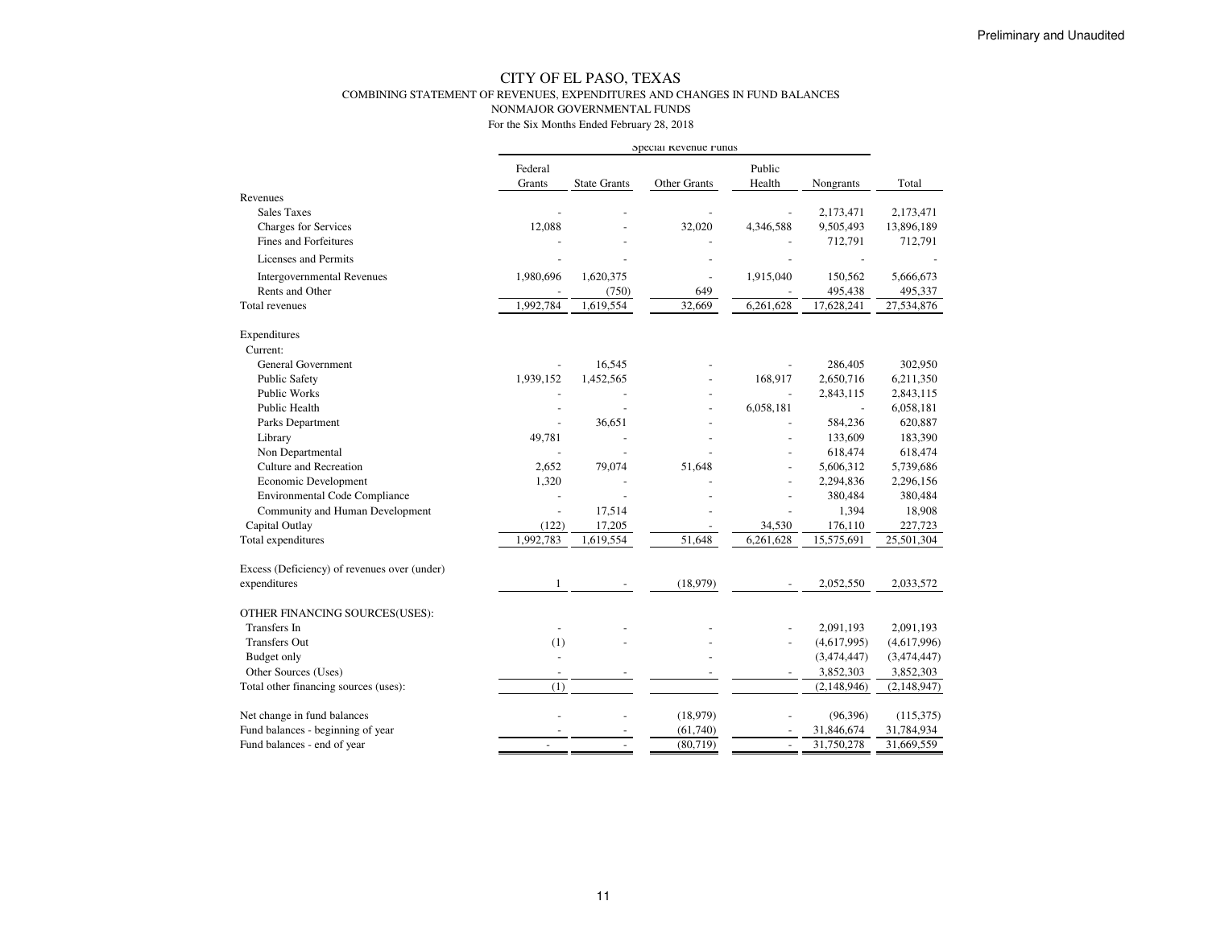Preliminary and Unaudited

# CITY OF EL PASO, TEXAS

## COMBINING STATEMENT OF REVENUES, EXPENDITURES AND CHANGES IN FUND BALANCES

### NONMAJOR GOVERNMENTAL FUNDS

For the Six Months Ended February 28, 2018

| | Special Revenue Funds | | | | | |
|---|---|---|---|---|---|---|
| | Federal Grants | State Grants | Other Grants | Public Health | Nongrants | Total |
| **Revenues** | | | | | | |
| Sales Taxes | - | - | - | - | 2,173,471 | 2,173,471 |
| Charges for Services | 12,088 | - | 32,020 | 4,346,588 | 9,505,493 | 13,896,189 |
| Fines and Forfeitures | - | - | - | - | 712,791 | 712,791 |
| Licenses and Permits | - | - | - | - | - | - |
| Intergovernmental Revenues | 1,980,696 | 1,620,375 | - | 1,915,040 | 150,562 | 5,666,673 |
| Rents and Other | - | (750) | 649 | - | 495,438 | 495,337 |
| Total revenues | 1,992,784 | 1,619,554 | 32,669 | 6,261,628 | 17,628,241 | 27,534,876 |
| **Expenditures** | | | | | | |
| Current: | | | | | | |
| General Government | - | 16,545 | - | - | 286,405 | 302,950 |
| Public Safety | 1,939,152 | 1,452,565 | - | 168,917 | 2,650,716 | 6,211,350 |
| Public Works | - | - | - | - | 2,843,115 | 2,843,115 |
| Public Health | - | - | - | 6,058,181 | - | 6,058,181 |
| Parks Department | - | 36,651 | - | - | 584,236 | 620,887 |
| Library | 49,781 | - | - | - | 133,609 | 183,390 |
| Non Departmental | - | - | - | - | 618,474 | 618,474 |
| Culture and Recreation | 2,652 | 79,074 | 51,648 | - | 5,606,312 | 5,739,686 |
| Economic Development | 1,320 | - | - | - | 2,294,836 | 2,296,156 |
| Environmental Code Compliance | - | - | - | - | 380,484 | 380,484 |
| Community and Human Development | - | 17,514 | - | - | 1,394 | 18,908 |
| Capital Outlay | (122) | 17,205 | - | 34,530 | 176,110 | 227,723 |
| Total expenditures | 1,992,783 | 1,619,554 | 51,648 | 6,261,628 | 15,575,691 | 25,501,304 |
| Excess (Deficiency) of revenues over (under) expenditures | 1 | - | (18,979) | - | 2,052,550 | 2,033,572 |
| **OTHER FINANCING SOURCES(USES):** | | | | | | |
| Transfers In | - | - | - | - | 2,091,193 | 2,091,193 |
| Transfers Out | (1) | - | - | - | (4,617,995) | (4,617,996) |
| Budget only | - | | - | | (3,474,447) | (3,474,447) |
| Other Sources (Uses) | - | - | - | - | 3,852,303 | 3,852,303 |
| Total other financing sources (uses): | (1) | | | | (2,148,946) | (2,148,947) |
| Net change in fund balances | - | - | (18,979) | - | (96,396) | (115,375) |
| Fund balances - beginning of year | - | - | (61,740) | - | 31,846,674 | 31,784,934 |
| Fund balances - end of year | - | - | (80,719) | - | 31,750,278 | 31,669,559 |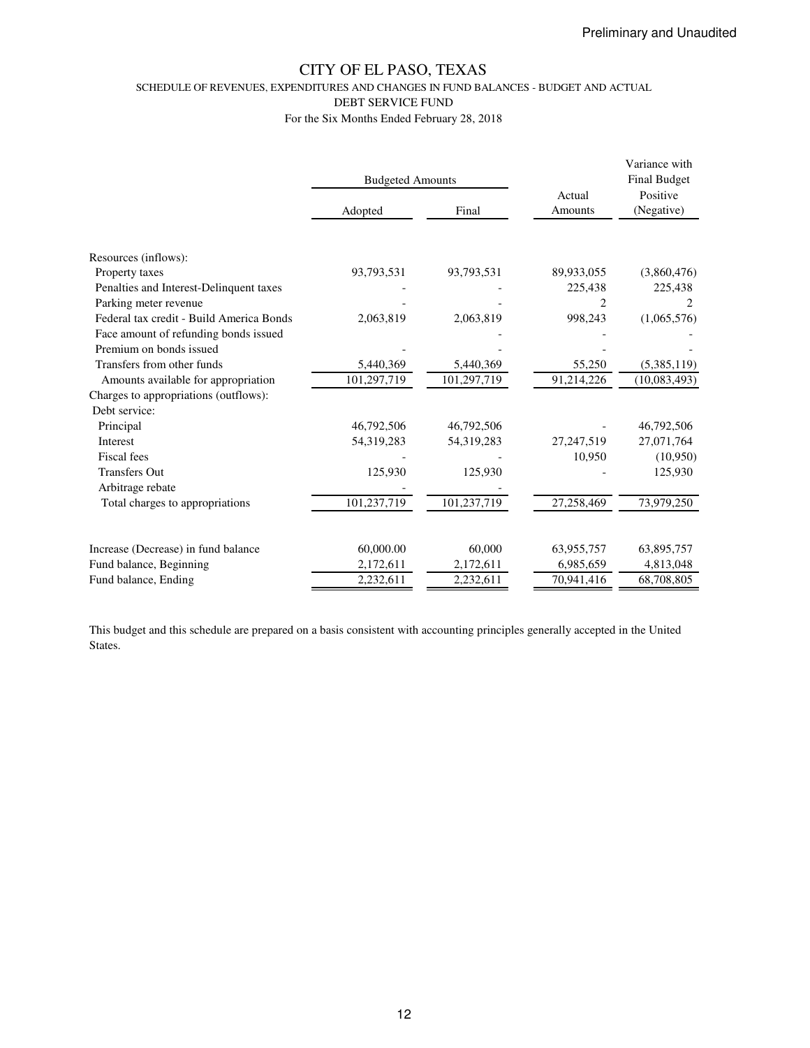Preliminary and Unaudited

# CITY OF EL PASO, TEXAS

SCHEDULE OF REVENUES, EXPENDITURES AND CHANGES IN FUND BALANCES - BUDGET AND ACTUAL

DEBT SERVICE FUND

For the Six Months Ended February 28, 2018

| | Budgeted Amounts | | Actual Amounts | Variance with Final Budget Positive (Negative) |
|---|---|---|---|---|
| | Adopted | Final | | |
| Resources (inflows): | | | | |
| Property taxes | 93,793,531 | 93,793,531 | 89,933,055 | (3,860,476) |
| Penalties and Interest-Delinquent taxes | - | - | 225,438 | 225,438 |
| Parking meter revenue | - | - | 2 | 2 |
| Federal tax credit - Build America Bonds | 2,063,819 | 2,063,819 | 998,243 | (1,065,576) |
| Face amount of refunding bonds issued | | - | - | - |
| Premium on bonds issued | - | - | - | - |
| Transfers from other funds | 5,440,369 | 5,440,369 | 55,250 | (5,385,119) |
| Amounts available for appropriation | 101,297,719 | 101,297,719 | 91,214,226 | (10,083,493) |
| Charges to appropriations (outflows): | | | | |
| Debt service: | | | | |
| Principal | 46,792,506 | 46,792,506 | - | 46,792,506 |
| Interest | 54,319,283 | 54,319,283 | 27,247,519 | 27,071,764 |
| Fiscal fees | - | - | 10,950 | (10,950) |
| Transfers Out | 125,930 | 125,930 | - | 125,930 |
| Arbitrage rebate | - | - | | |
| Total charges to appropriations | 101,237,719 | 101,237,719 | 27,258,469 | 73,979,250 |
| Increase (Decrease) in fund balance | 60,000.00 | 60,000 | 63,955,757 | 63,895,757 |
| Fund balance, Beginning | 2,172,611 | 2,172,611 | 6,985,659 | 4,813,048 |
| Fund balance, Ending | 2,232,611 | 2,232,611 | 70,941,416 | 68,708,805 |

This budget and this schedule are prepared on a basis consistent with accounting principles generally accepted in the United States.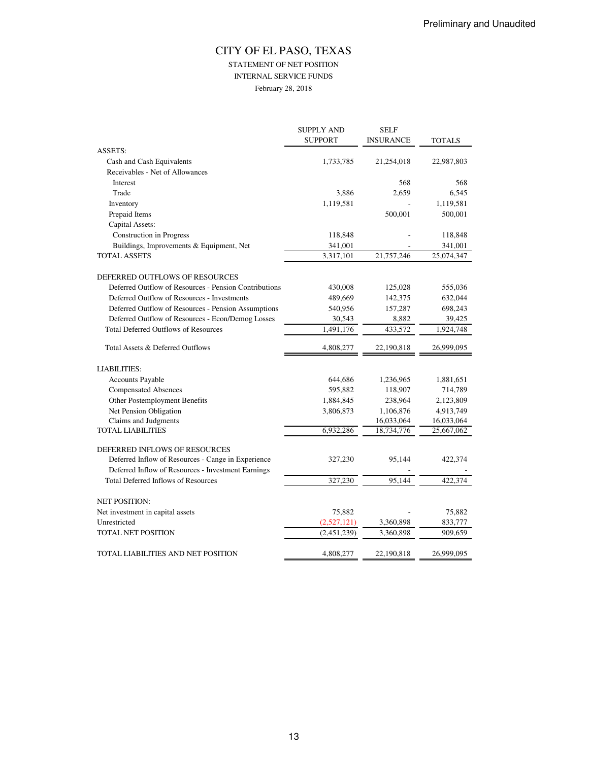Preliminary and Unaudited

# CITY OF EL PASO, TEXAS

## STATEMENT OF NET POSITION
## INTERNAL SERVICE FUNDS
## February 28, 2018

| | SUPPLY AND SUPPORT | SELF INSURANCE | TOTALS |
|---|---|---|---|
| ASSETS: | | | |
| Cash and Cash Equivalents | 1,733,785 | 21,254,018 | 22,987,803 |
| Receivables - Net of Allowances | | | |
| Interest | | 568 | 568 |
| Trade | 3,886 | 2,659 | 6,545 |
| Inventory | 1,119,581 | - | 1,119,581 |
| Prepaid Items | | 500,001 | 500,001 |
| Capital Assets: | | | |
| Construction in Progress | 118,848 | - | 118,848 |
| Buildings, Improvements & Equipment, Net | 341,001 | - | 341,001 |
| TOTAL ASSETS | 3,317,101 | 21,757,246 | 25,074,347 |
| | | | |
| DEFERRED OUTFLOWS OF RESOURCES | | | |
| Deferred Outflow of Resources - Pension Contributions | 430,008 | 125,028 | 555,036 |
| Deferred Outflow of Resources - Investments | 489,669 | 142,375 | 632,044 |
| Deferred Outflow of Resources - Pension Assumptions | 540,956 | 157,287 | 698,243 |
| Deferred Outflow of Resources - Econ/Demog Losses | 30,543 | 8,882 | 39,425 |
| Total Deferred Outflows of Resources | 1,491,176 | 433,572 | 1,924,748 |
| | | | |
| Total Assets & Deferred Outflows | 4,808,277 | 22,190,818 | 26,999,095 |
| | | | |
| LIABILITIES: | | | |
| Accounts Payable | 644,686 | 1,236,965 | 1,881,651 |
| Compensated Absences | 595,882 | 118,907 | 714,789 |
| Other Postemployment Benefits | 1,884,845 | 238,964 | 2,123,809 |
| Net Pension Obligation | 3,806,873 | 1,106,876 | 4,913,749 |
| Claims and Judgments | | 16,033,064 | 16,033,064 |
| TOTAL LIABILITIES | 6,932,286 | 18,734,776 | 25,667,062 |
| | | | |
| DEFERRED INFLOWS OF RESOURCES | | | |
| Deferred Inflow of Resources - Cange in Experience | 327,230 | 95,144 | 422,374 |
| Deferred Inflow of Resources - Investment Earnings | | - | - |
| Total Deferred Inflows of Resources | 327,230 | 95,144 | 422,374 |
| | | | |
| NET POSITION: | | | |
| Net investment in capital assets | 75,882 | - | 75,882 |
| Unrestricted | (2,527,121) | 3,360,898 | 833,777 |
| TOTAL NET POSITION | (2,451,239) | 3,360,898 | 909,659 |
| | | | |
| TOTAL LIABILITIES AND NET POSITION | 4,808,277 | 22,190,818 | 26,999,095 |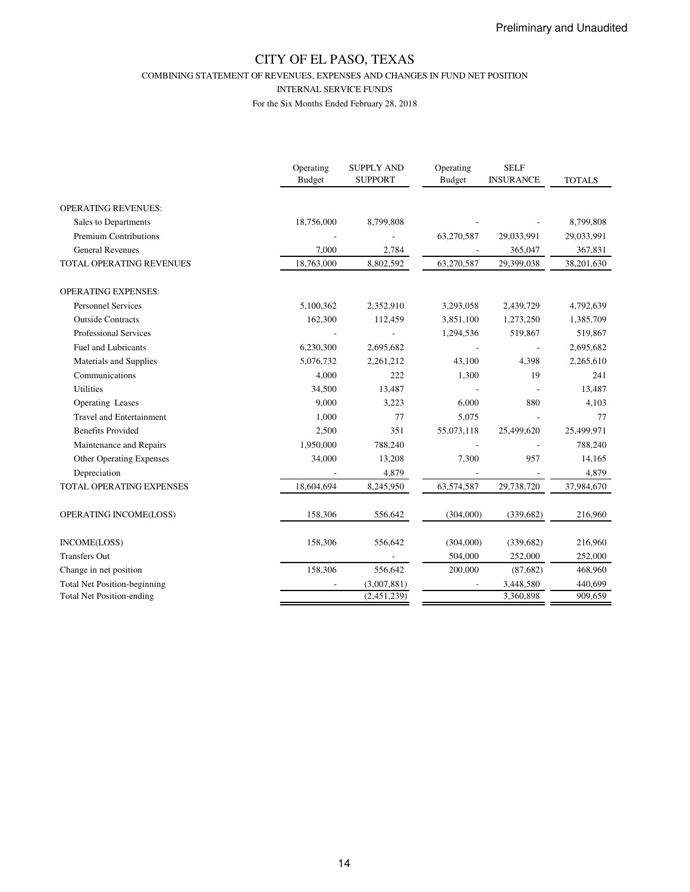Preliminary and Unaudited

# CITY OF EL PASO, TEXAS

COMBINING STATEMENT OF REVENUES, EXPENSES AND CHANGES IN FUND NET POSITION

INTERNAL SERVICE FUNDS

For the Six Months Ended February 28, 2018

| | Operating Budget | SUPPLY AND SUPPORT | Operating Budget | SELF INSURANCE | TOTALS |
|---|---|---|---|---|---|
| OPERATING REVENUES: | | | | | |
| Sales to Departments | 18,756,000 | 8,799,808 | - | - | 8,799,808 |
| Premium Contributions | - | - | 63,270,587 | 29,033,991 | 29,033,991 |
| General Revenues | 7,000 | 2,784 | - | 365,047 | 367,831 |
| TOTAL OPERATING REVENUES | 18,763,000 | 8,802,592 | 63,270,587 | 29,399,038 | 38,201,630 |
| OPERATING EXPENSES: | | | | | |
| Personnel Services | 5,100,362 | 2,352,910 | 3,293,058 | 2,439,729 | 4,792,639 |
| Outside Contracts | 162,300 | 112,459 | 3,851,100 | 1,273,250 | 1,385,709 |
| Professional Services | - | - | 1,294,536 | 519,867 | 519,867 |
| Fuel and Lubricants | 6,230,300 | 2,695,682 | - | - | 2,695,682 |
| Materials and Supplies | 5,076,732 | 2,261,212 | 43,100 | 4,398 | 2,265,610 |
| Communications | 4,000 | 222 | 1,300 | 19 | 241 |
| Utilities | 34,500 | 13,487 | - | - | 13,487 |
| Operating Leases | 9,000 | 3,223 | 6,000 | 880 | 4,103 |
| Travel and Entertainment | 1,000 | 77 | 5,075 | - | 77 |
| Benefits Provided | 2,500 | 351 | 55,073,118 | 25,499,620 | 25,499,971 |
| Maintenance and Repairs | 1,950,000 | 788,240 | - | - | 788,240 |
| Other Operating Expenses | 34,000 | 13,208 | 7,300 | 957 | 14,165 |
| Depreciation | - | 4,879 | - | - | 4,879 |
| TOTAL OPERATING EXPENSES | 18,604,694 | 8,245,950 | 63,574,587 | 29,738,720 | 37,984,670 |
| OPERATING INCOME(LOSS) | 158,306 | 556,642 | (304,000) | (339,682) | 216,960 |
| INCOME(LOSS) | 158,306 | 556,642 | (304,000) | (339,682) | 216,960 |
| Transfers Out | | - | 504,000 | 252,000 | 252,000 |
| Change in net position | 158,306 | 556,642 | 200,000 | (87,682) | 468,960 |
| Total Net Position-beginning | - | (3,007,881) | - | 3,448,580 | 440,699 |
| Total Net Position-ending | | (2,451,239) | | 3,360,898 | 909,659 |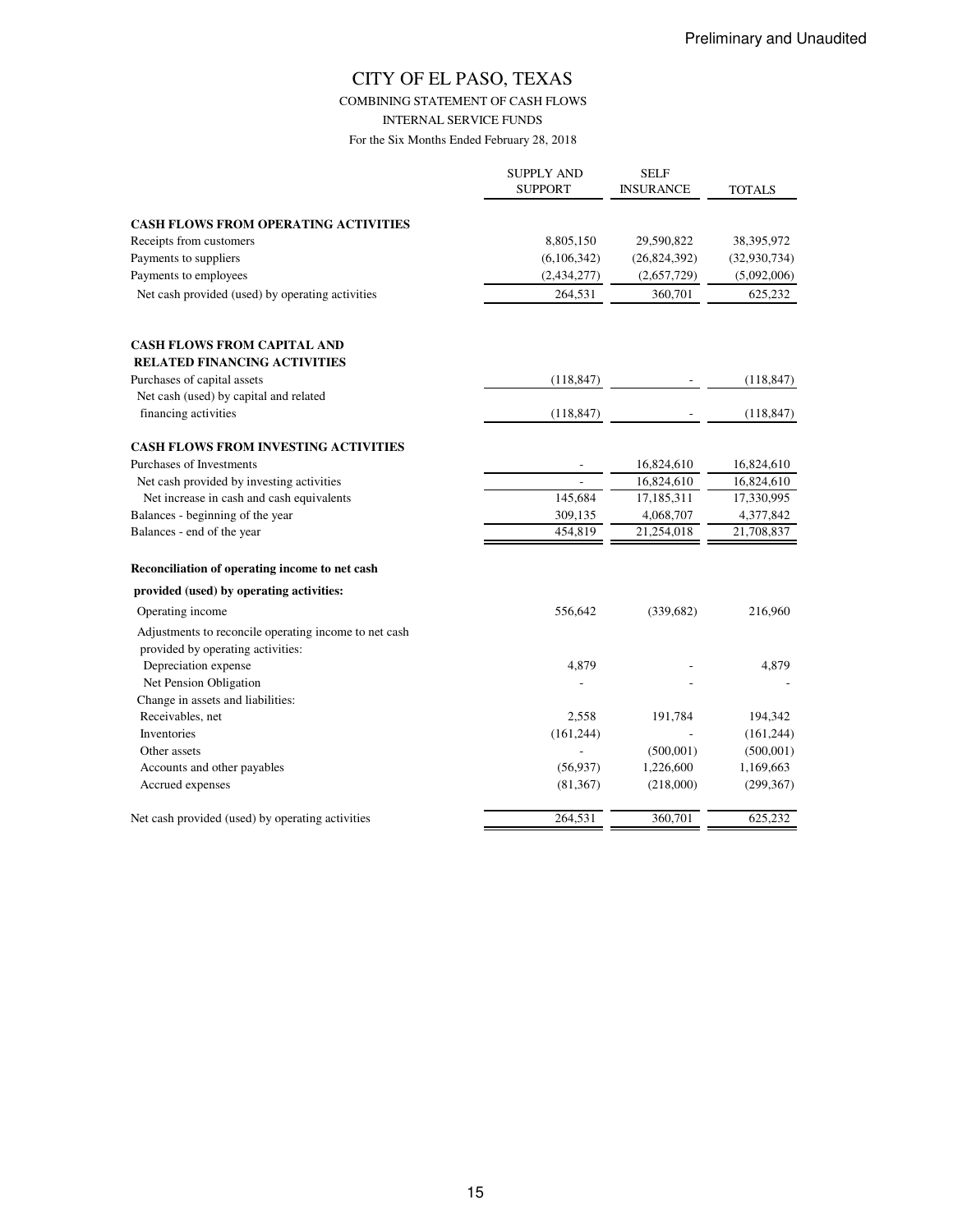Preliminary and Unaudited

# CITY OF EL PASO, TEXAS

## COMBINING STATEMENT OF CASH FLOWS

### INTERNAL SERVICE FUNDS

For the Six Months Ended February 28, 2018

| | SUPPLY AND SUPPORT | SELF INSURANCE | TOTALS |
|---|---|---|---|
| **CASH FLOWS FROM OPERATING ACTIVITIES** | | | |
| Receipts from customers | 8,805,150 | 29,590,822 | 38,395,972 |
| Payments to suppliers | (6,106,342) | (26,824,392) | (32,930,734) |
| Payments to employees | (2,434,277) | (2,657,729) | (5,092,006) |
| Net cash provided (used) by operating activities | 264,531 | 360,701 | 625,232 |
| **CASH FLOWS FROM CAPITAL AND RELATED FINANCING ACTIVITIES** | | | |
| Purchases of capital assets | (118,847) | - | (118,847) |
| Net cash (used) by capital and related financing activities | (118,847) | - | (118,847) |
| **CASH FLOWS FROM INVESTING ACTIVITIES** | | | |
| Purchases of Investments | - | 16,824,610 | 16,824,610 |
| Net cash provided by investing activities | - | 16,824,610 | 16,824,610 |
| Net increase in cash and cash equivalents | 145,684 | 17,185,311 | 17,330,995 |
| Balances - beginning of the year | 309,135 | 4,068,707 | 4,377,842 |
| Balances - end of the year | 454,819 | 21,254,018 | 21,708,837 |
| **Reconciliation of operating income to net cash provided (used) by operating activities:** | | | |
| Operating income | 556,642 | (339,682) | 216,960 |
| Adjustments to reconcile operating income to net cash provided by operating activities: | | | |
| Depreciation expense | 4,879 | - | 4,879 |
| Net Pension Obligation | - | - | - |
| Change in assets and liabilities: | | | |
| Receivables, net | 2,558 | 191,784 | 194,342 |
| Inventories | (161,244) | - | (161,244) |
| Other assets | - | (500,001) | (500,001) |
| Accounts and other payables | (56,937) | 1,226,600 | 1,169,663 |
| Accrued expenses | (81,367) | (218,000) | (299,367) |
| Net cash provided (used) by operating activities | 264,531 | 360,701 | 625,232 |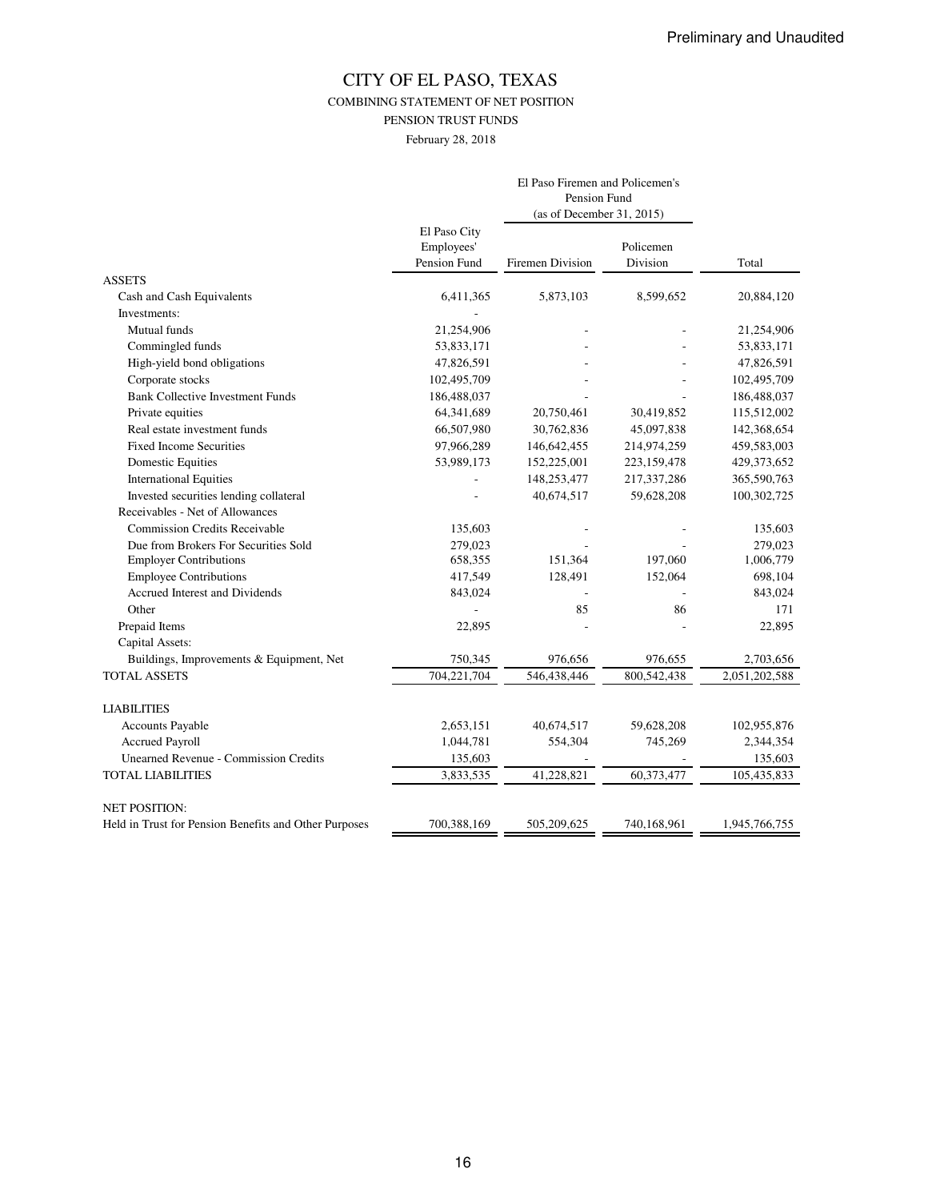Preliminary and Unaudited

# CITY OF EL PASO, TEXAS

## COMBINING STATEMENT OF NET POSITION

### PENSION TRUST FUNDS

February 28, 2018

| | El Paso City Employees' Pension Fund | El Paso Firemen and Policemen's Pension Fund (as of December 31, 2015) | | Total |
|---|---|---|---|---|
| | | Firemen Division | Policemen Division | |
| ASSETS | | | | |
| Cash and Cash Equivalents | 6,411,365 | 5,873,103 | 8,599,652 | 20,884,120 |
| Investments: | - | | | |
| Mutual funds | 21,254,906 | - | - | 21,254,906 |
| Commingled funds | 53,833,171 | - | - | 53,833,171 |
| High-yield bond obligations | 47,826,591 | - | - | 47,826,591 |
| Corporate stocks | 102,495,709 | - | - | 102,495,709 |
| Bank Collective Investment Funds | 186,488,037 | - | - | 186,488,037 |
| Private equities | 64,341,689 | 20,750,461 | 30,419,852 | 115,512,002 |
| Real estate investment funds | 66,507,980 | 30,762,836 | 45,097,838 | 142,368,654 |
| Fixed Income Securities | 97,966,289 | 146,642,455 | 214,974,259 | 459,583,003 |
| Domestic Equities | 53,989,173 | 152,225,001 | 223,159,478 | 429,373,652 |
| International Equities | - | 148,253,477 | 217,337,286 | 365,590,763 |
| Invested securities lending collateral | - | 40,674,517 | 59,628,208 | 100,302,725 |
| Receivables - Net of Allowances | | | | |
| Commission Credits Receivable | 135,603 | - | - | 135,603 |
| Due from Brokers For Securities Sold | 279,023 | - | - | 279,023 |
| Employer Contributions | 658,355 | 151,364 | 197,060 | 1,006,779 |
| Employee Contributions | 417,549 | 128,491 | 152,064 | 698,104 |
| Accrued Interest and Dividends | 843,024 | - | - | 843,024 |
| Other | - | 85 | 86 | 171 |
| Prepaid Items | 22,895 | - | - | 22,895 |
| Capital Assets: | | | | |
| Buildings, Improvements & Equipment, Net | 750,345 | 976,656 | 976,655 | 2,703,656 |
| TOTAL ASSETS | 704,221,704 | 546,438,446 | 800,542,438 | 2,051,202,588 |
| LIABILITIES | | | | |
| Accounts Payable | 2,653,151 | 40,674,517 | 59,628,208 | 102,955,876 |
| Accrued Payroll | 1,044,781 | 554,304 | 745,269 | 2,344,354 |
| Unearned Revenue - Commission Credits | 135,603 | - | - | 135,603 |
| TOTAL LIABILITIES | 3,833,535 | 41,228,821 | 60,373,477 | 105,435,833 |
| NET POSITION: | | | | |
| Held in Trust for Pension Benefits and Other Purposes | 700,388,169 | 505,209,625 | 740,168,961 | 1,945,766,755 |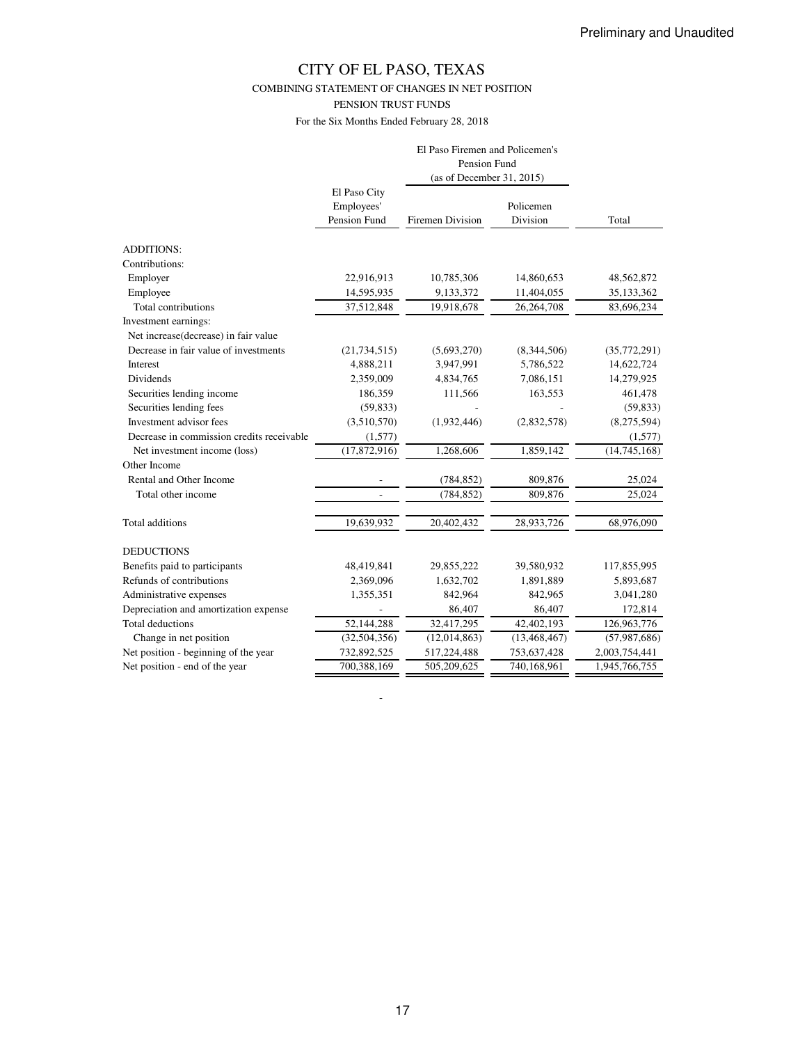Preliminary and Unaudited

# CITY OF EL PASO, TEXAS

COMBINING STATEMENT OF CHANGES IN NET POSITION

PENSION TRUST FUNDS

For the Six Months Ended February 28, 2018

| | | El Paso Firemen and Policemen's Pension Fund (as of December 31, 2015) | | |
|---|---|---|---|---|
| | El Paso City Employees' Pension Fund | Firemen Division | Policemen Division | Total |
| ADDITIONS: | | | | |
| Contributions: | | | | |
| Employer | 22,916,913 | 10,785,306 | 14,860,653 | 48,562,872 |
| Employee | 14,595,935 | 9,133,372 | 11,404,055 | 35,133,362 |
| Total contributions | 37,512,848 | 19,918,678 | 26,264,708 | 83,696,234 |
| Investment earnings: | | | | |
| Net increase(decrease) in fair value | | | | |
| Decrease in fair value of investments | (21,734,515) | (5,693,270) | (8,344,506) | (35,772,291) |
| Interest | 4,888,211 | 3,947,991 | 5,786,522 | 14,622,724 |
| Dividends | 2,359,009 | 4,834,765 | 7,086,151 | 14,279,925 |
| Securities lending income | 186,359 | 111,566 | 163,553 | 461,478 |
| Securities lending fees | (59,833) | - | - | (59,833) |
| Investment advisor fees | (3,510,570) | (1,932,446) | (2,832,578) | (8,275,594) |
| Decrease in commission credits receivable | (1,577) | | | (1,577) |
| Net investment income (loss) | (17,872,916) | 1,268,606 | 1,859,142 | (14,745,168) |
| Other Income | | | | |
| Rental and Other Income | - | (784,852) | 809,876 | 25,024 |
| Total other income | - | (784,852) | 809,876 | 25,024 |
| Total additions | 19,639,932 | 20,402,432 | 28,933,726 | 68,976,090 |
| DEDUCTIONS | | | | |
| Benefits paid to participants | 48,419,841 | 29,855,222 | 39,580,932 | 117,855,995 |
| Refunds of contributions | 2,369,096 | 1,632,702 | 1,891,889 | 5,893,687 |
| Administrative expenses | 1,355,351 | 842,964 | 842,965 | 3,041,280 |
| Depreciation and amortization expense | - | 86,407 | 86,407 | 172,814 |
| Total deductions | 52,144,288 | 32,417,295 | 42,402,193 | 126,963,776 |
| Change in net position | (32,504,356) | (12,014,863) | (13,468,467) | (57,987,686) |
| Net position - beginning of the year | 732,892,525 | 517,224,488 | 753,637,428 | 2,003,754,441 |
| Net position - end of the year | 700,388,169 | 505,209,625 | 740,168,961 | 1,945,766,755 |

-